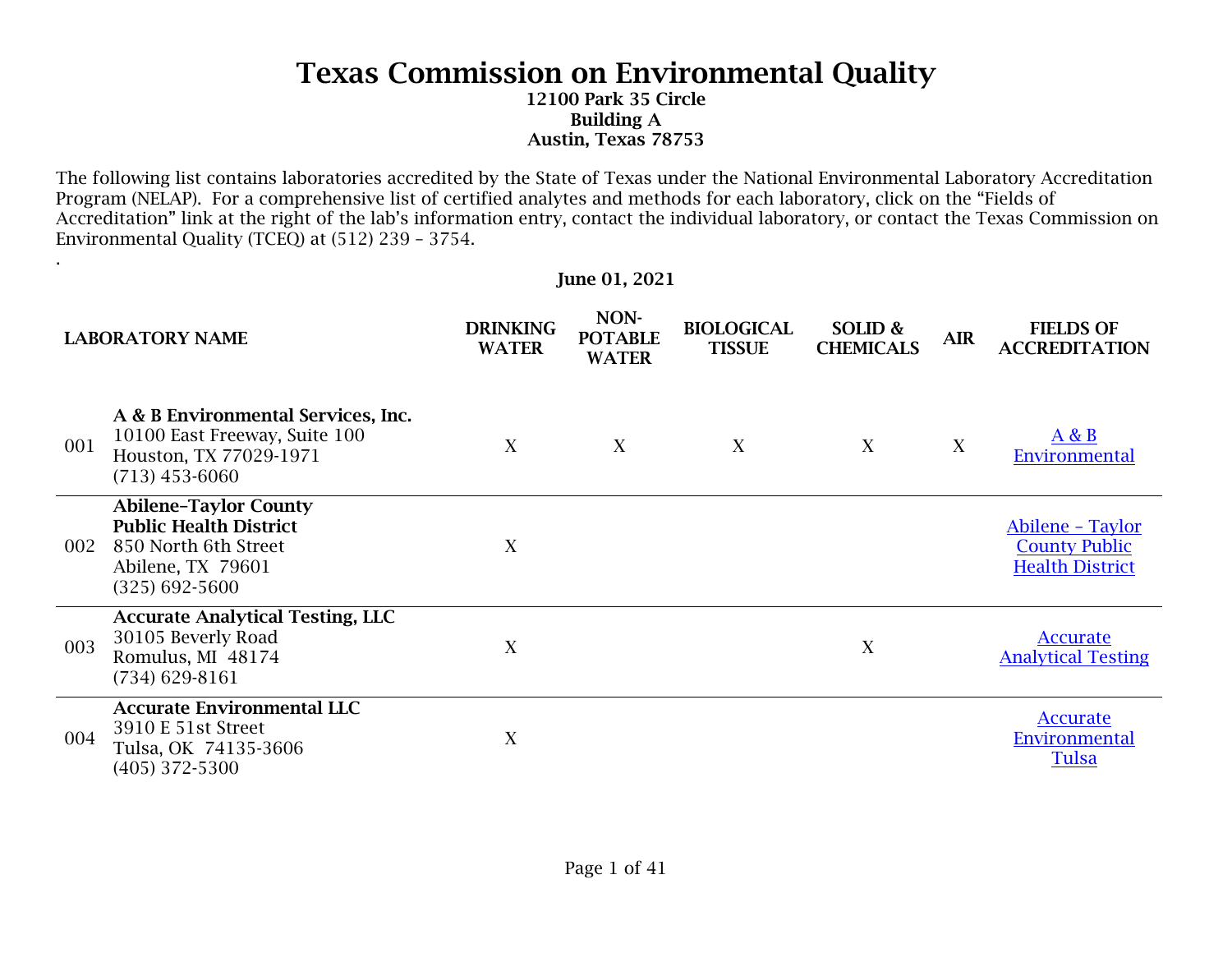# Texas Commission on Environmental Quality

**12100 Park 35 Circle**
**Building A**
**Austin, Texas 78753**

The following list contains laboratories accredited by the State of Texas under the National Environmental Laboratory Accreditation Program (NELAP). For a comprehensive list of certified analytes and methods for each laboratory, click on the "Fields of Accreditation" link at the right of the lab's information entry, contact the individual laboratory, or contact the Texas Commission on Environmental Quality (TCEQ) at (512) 239 – 3754.

.

**June 01, 2021**

| | LABORATORY NAME | DRINKING WATER | NON-POTABLE WATER | BIOLOGICAL TISSUE | SOLID & CHEMICALS | AIR | FIELDS OF ACCREDITATION |
|---|---|---|---|---|---|---|---|
| 001 | **A & B Environmental Services, Inc.**<br>10100 East Freeway, Suite 100<br>Houston, TX 77029-1971<br>(713) 453-6060 | X | X | X | X | X | A & B Environmental |
| 002 | **Abilene–Taylor County Public Health District**<br>850 North 6th Street<br>Abilene, TX 79601<br>(325) 692-5600 | X | | | | | Abilene – Taylor County Public Health District |
| 003 | **Accurate Analytical Testing, LLC**<br>30105 Beverly Road<br>Romulus, MI 48174<br>(734) 629-8161 | X | | | X | | Accurate Analytical Testing |
| 004 | **Accurate Environmental LLC**<br>3910 E 51st Street<br>Tulsa, OK 74135-3606<br>(405) 372-5300 | X | | | | | Accurate Environmental Tulsa |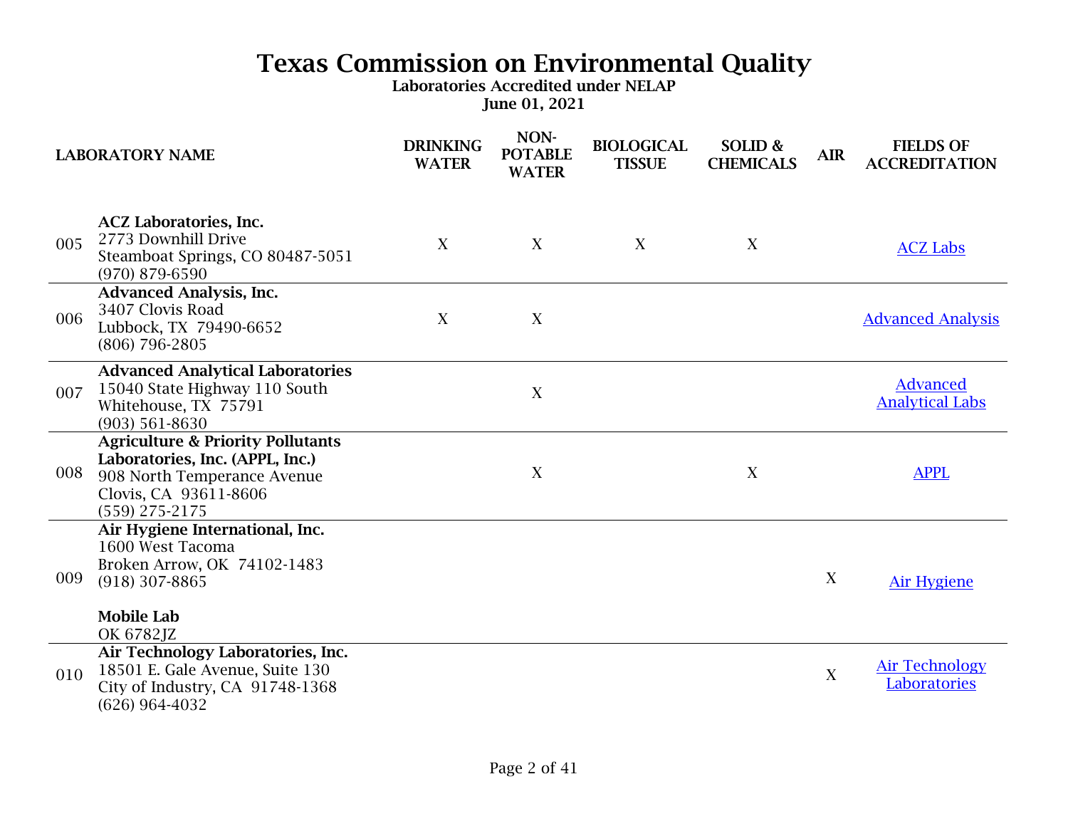# Texas Commission on Environmental Quality

**Laboratories Accredited under NELAP**

**June 01, 2021**

| | LABORATORY NAME | DRINKING WATER | NON-POTABLE WATER | BIOLOGICAL TISSUE | SOLID & CHEMICALS | AIR | FIELDS OF ACCREDITATION |
|---|---|---|---|---|---|---|---|
| 005 | **ACZ Laboratories, Inc.**<br>2773 Downhill Drive<br>Steamboat Springs, CO 80487-5051<br>(970) 879-6590 | X | X | X | X | | ACZ Labs |
| 006 | **Advanced Analysis, Inc.**<br>3407 Clovis Road<br>Lubbock, TX 79490-6652<br>(806) 796-2805 | X | X | | | | Advanced Analysis |
| 007 | **Advanced Analytical Laboratories**<br>15040 State Highway 110 South<br>Whitehouse, TX 75791<br>(903) 561-8630 | | X | | | | Advanced Analytical Labs |
| 008 | **Agriculture & Priority Pollutants Laboratories, Inc. (APPL, Inc.)**<br>908 North Temperance Avenue<br>Clovis, CA 93611-8606<br>(559) 275-2175 | | X | | X | | APPL |
| 009 | **Air Hygiene International, Inc.**<br>1600 West Tacoma<br>Broken Arrow, OK 74102-1483<br>(918) 307-8865<br><br>**Mobile Lab**<br>OK 6782JZ | | | | | X | Air Hygiene |
| 010 | **Air Technology Laboratories, Inc.**<br>18501 E. Gale Avenue, Suite 130<br>City of Industry, CA 91748-1368<br>(626) 964-4032 | | | | | X | Air Technology Laboratories |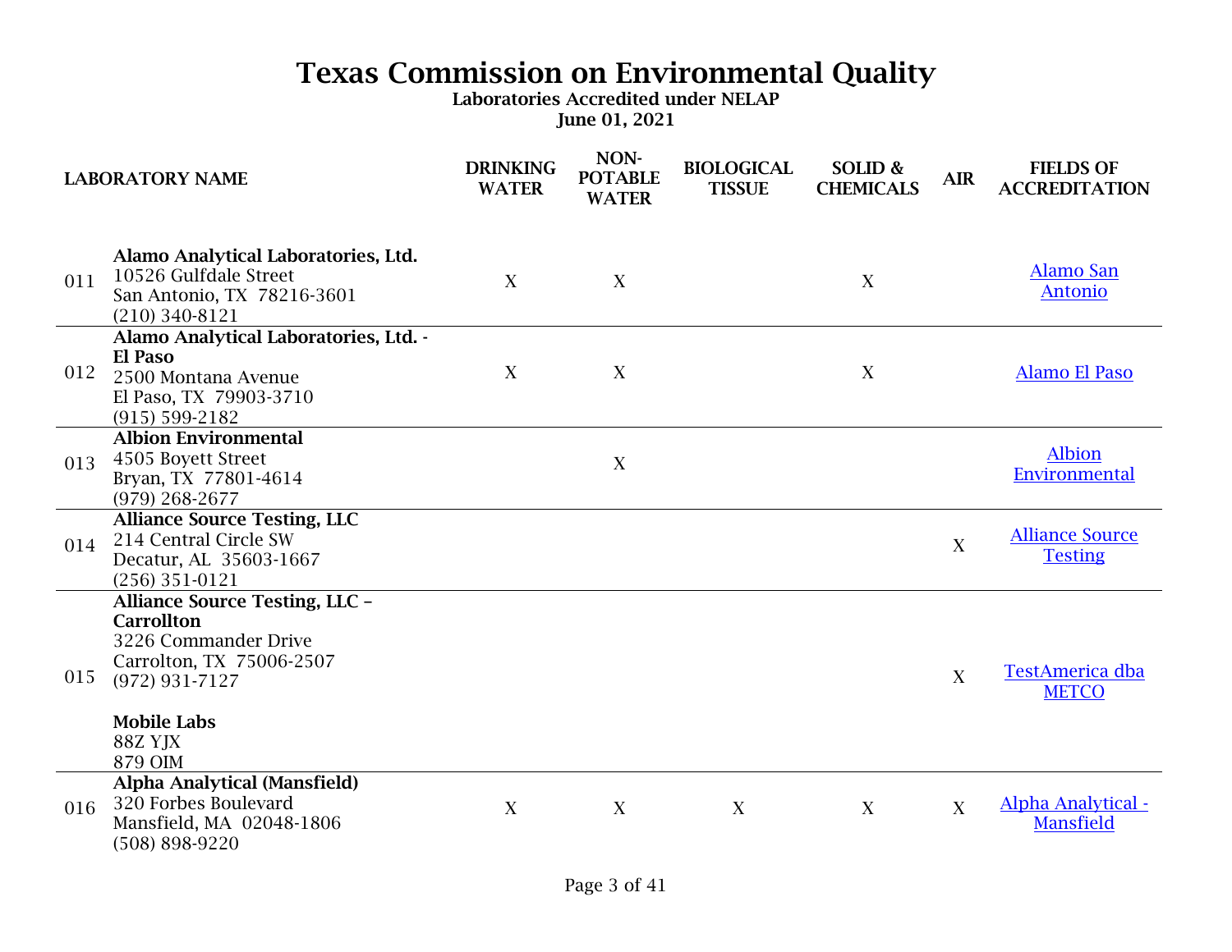# Texas Commission on Environmental Quality

**Laboratories Accredited under NELAP**

**June 01, 2021**

| | LABORATORY NAME | DRINKING WATER | NON-POTABLE WATER | BIOLOGICAL TISSUE | SOLID & CHEMICALS | AIR | FIELDS OF ACCREDITATION |
|---|---|---|---|---|---|---|---|
| 011 | **Alamo Analytical Laboratories, Ltd.**<br>10526 Gulfdale Street<br>San Antonio, TX 78216-3601<br>(210) 340-8121 | X | X | | X | | Alamo San Antonio |
| 012 | **Alamo Analytical Laboratories, Ltd. - El Paso**<br>2500 Montana Avenue<br>El Paso, TX 79903-3710<br>(915) 599-2182 | X | X | | X | | Alamo El Paso |
| 013 | **Albion Environmental**<br>4505 Boyett Street<br>Bryan, TX 77801-4614<br>(979) 268-2677 | | X | | | | Albion Environmental |
| 014 | **Alliance Source Testing, LLC**<br>214 Central Circle SW<br>Decatur, AL 35603-1667<br>(256) 351-0121 | | | | | X | Alliance Source Testing |
| 015 | **Alliance Source Testing, LLC – Carrollton**<br>3226 Commander Drive<br>Carrolton, TX 75006-2507<br>(972) 931-7127<br><br>**Mobile Labs**<br>88Z YJX<br>879 OIM | | | | | X | TestAmerica dba METCO |
| 016 | **Alpha Analytical (Mansfield)**<br>320 Forbes Boulevard<br>Mansfield, MA 02048-1806<br>(508) 898-9220 | X | X | X | X | X | Alpha Analytical - Mansfield |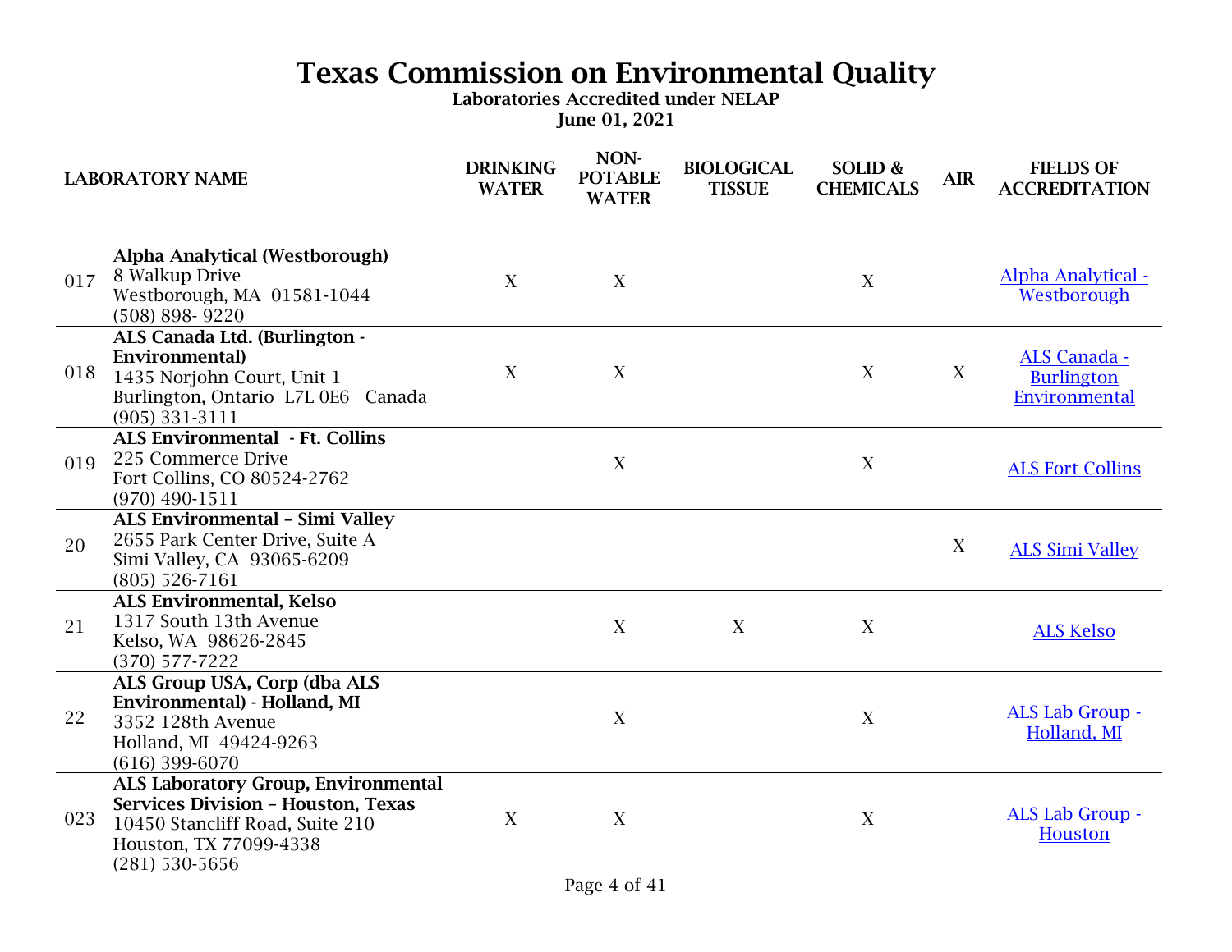# Texas Commission on Environmental Quality

**Laboratories Accredited under NELAP**

**June 01, 2021**

| | LABORATORY NAME | DRINKING WATER | NON-POTABLE WATER | BIOLOGICAL TISSUE | SOLID & CHEMICALS | AIR | FIELDS OF ACCREDITATION |
|---|---|---|---|---|---|---|---|
| 017 | **Alpha Analytical (Westborough)**<br>8 Walkup Drive<br>Westborough, MA 01581-1044<br>(508) 898- 9220 | X | X | | X | | Alpha Analytical - Westborough |
| 018 | **ALS Canada Ltd. (Burlington - Environmental)**<br>1435 Norjohn Court, Unit 1<br>Burlington, Ontario L7L 0E6 Canada<br>(905) 331-3111 | X | X | | X | X | ALS Canada - Burlington Environmental |
| 019 | **ALS Environmental - Ft. Collins**<br>225 Commerce Drive<br>Fort Collins, CO 80524-2762<br>(970) 490-1511 | | X | | X | | ALS Fort Collins |
| 20 | **ALS Environmental – Simi Valley**<br>2655 Park Center Drive, Suite A<br>Simi Valley, CA 93065-6209<br>(805) 526-7161 | | | | | X | ALS Simi Valley |
| 21 | **ALS Environmental, Kelso**<br>1317 South 13th Avenue<br>Kelso, WA 98626-2845<br>(370) 577-7222 | | X | X | X | | ALS Kelso |
| 22 | **ALS Group USA, Corp (dba ALS Environmental) - Holland, MI**<br>3352 128th Avenue<br>Holland, MI 49424-9263<br>(616) 399-6070 | | X | | X | | ALS Lab Group - Holland, MI |
| 023 | **ALS Laboratory Group, Environmental Services Division – Houston, Texas**<br>10450 Stancliff Road, Suite 210<br>Houston, TX 77099-4338<br>(281) 530-5656 | X | X | | X | | ALS Lab Group - Houston |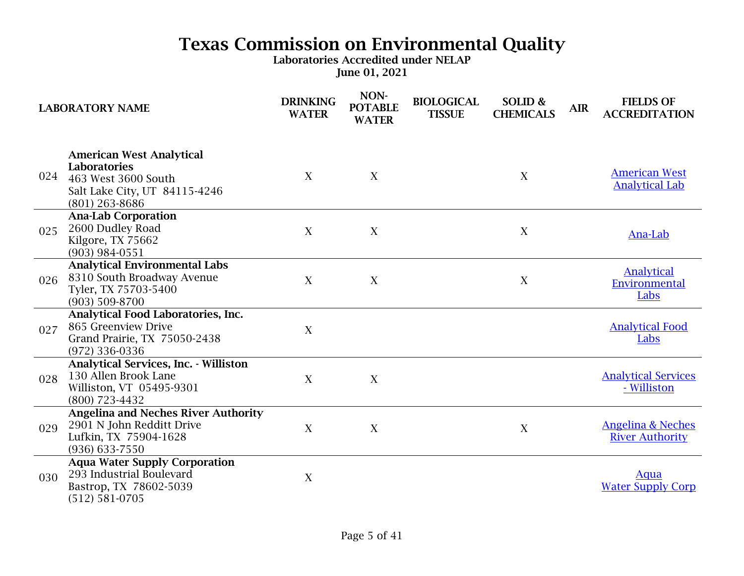# Texas Commission on Environmental Quality

**Laboratories Accredited under NELAP**

**June 01, 2021**

| | LABORATORY NAME | DRINKING WATER | NON-POTABLE WATER | BIOLOGICAL TISSUE | SOLID & CHEMICALS | AIR | FIELDS OF ACCREDITATION |
|---|---|---|---|---|---|---|---|
| 024 | **American West Analytical Laboratories**<br>463 West 3600 South<br>Salt Lake City, UT 84115-4246<br>(801) 263-8686 | X | X | | X | | American West Analytical Lab |
| 025 | **Ana-Lab Corporation**<br>2600 Dudley Road<br>Kilgore, TX 75662<br>(903) 984-0551 | X | X | | X | | Ana-Lab |
| 026 | **Analytical Environmental Labs**<br>8310 South Broadway Avenue<br>Tyler, TX 75703-5400<br>(903) 509-8700 | X | X | | X | | Analytical Environmental Labs |
| 027 | **Analytical Food Laboratories, Inc.**<br>865 Greenview Drive<br>Grand Prairie, TX 75050-2438<br>(972) 336-0336 | X | | | | | Analytical Food Labs |
| 028 | **Analytical Services, Inc. - Williston**<br>130 Allen Brook Lane<br>Williston, VT 05495-9301<br>(800) 723-4432 | X | X | | | | Analytical Services - Williston |
| 029 | **Angelina and Neches River Authority**<br>2901 N John Redditt Drive<br>Lufkin, TX 75904-1628<br>(936) 633-7550 | X | X | | X | | Angelina & Neches River Authority |
| 030 | **Aqua Water Supply Corporation**<br>293 Industrial Boulevard<br>Bastrop, TX 78602-5039<br>(512) 581-0705 | X | | | | | Aqua Water Supply Corp |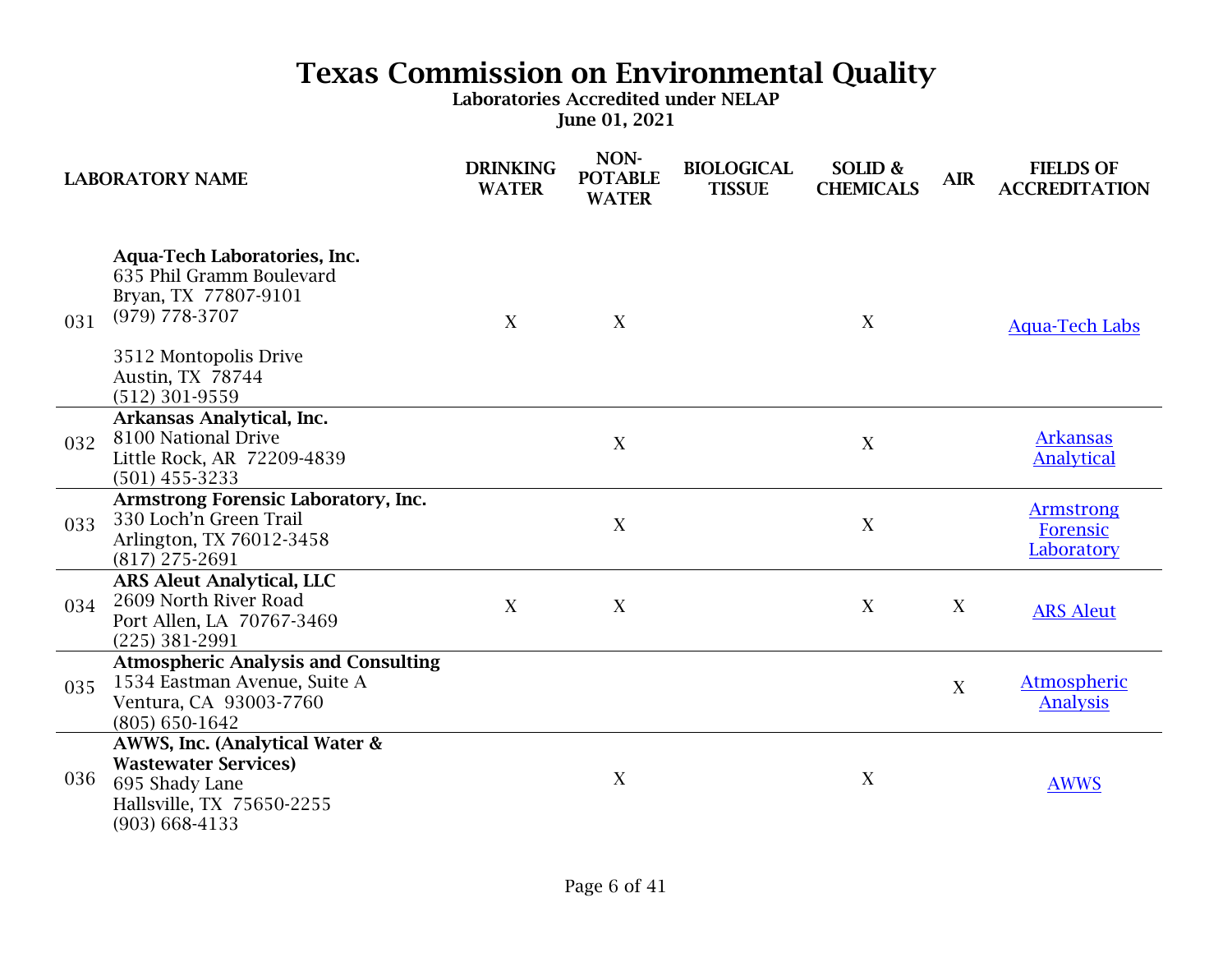# Texas Commission on Environmental Quality

**Laboratories Accredited under NELAP**

**June 01, 2021**

| | LABORATORY NAME | DRINKING WATER | NON-POTABLE WATER | BIOLOGICAL TISSUE | SOLID & CHEMICALS | AIR | FIELDS OF ACCREDITATION |
|---|---|---|---|---|---|---|---|
| 031 | **Aqua-Tech Laboratories, Inc.**<br>635 Phil Gramm Boulevard<br>Bryan, TX 77807-9101<br>(979) 778-3707<br><br>3512 Montopolis Drive<br>Austin, TX 78744<br>(512) 301-9559 | X | X | | X | | Aqua-Tech Labs |
| 032 | **Arkansas Analytical, Inc.**<br>8100 National Drive<br>Little Rock, AR 72209-4839<br>(501) 455-3233 | | X | | X | | Arkansas Analytical |
| 033 | **Armstrong Forensic Laboratory, Inc.**<br>330 Loch'n Green Trail<br>Arlington, TX 76012-3458<br>(817) 275-2691 | | X | | X | | Armstrong Forensic Laboratory |
| 034 | **ARS Aleut Analytical, LLC**<br>2609 North River Road<br>Port Allen, LA 70767-3469<br>(225) 381-2991 | X | X | | X | X | ARS Aleut |
| 035 | **Atmospheric Analysis and Consulting**<br>1534 Eastman Avenue, Suite A<br>Ventura, CA 93003-7760<br>(805) 650-1642 | | | | | X | Atmospheric Analysis |
| 036 | **AWWS, Inc. (Analytical Water & Wastewater Services)**<br>695 Shady Lane<br>Hallsville, TX 75650-2255<br>(903) 668-4133 | | X | | X | | AWWS |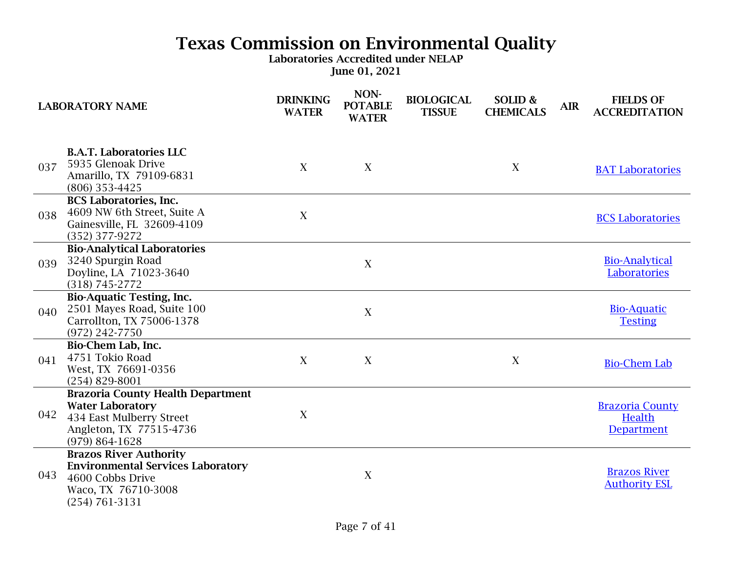# Texas Commission on Environmental Quality

**Laboratories Accredited under NELAP**

**June 01, 2021**

| | LABORATORY NAME | DRINKING WATER | NON-POTABLE WATER | BIOLOGICAL TISSUE | SOLID & CHEMICALS | AIR | FIELDS OF ACCREDITATION |
|---|---|---|---|---|---|---|---|
| 037 | **B.A.T. Laboratories LLC**<br>5935 Glenoak Drive<br>Amarillo, TX 79109-6831<br>(806) 353-4425 | X | X | | X | | BAT Laboratories |
| 038 | **BCS Laboratories, Inc.**<br>4609 NW 6th Street, Suite A<br>Gainesville, FL 32609-4109<br>(352) 377-9272 | X | | | | | BCS Laboratories |
| 039 | **Bio-Analytical Laboratories**<br>3240 Spurgin Road<br>Doyline, LA 71023-3640<br>(318) 745-2772 | | X | | | | Bio-Analytical Laboratories |
| 040 | **Bio-Aquatic Testing, Inc.**<br>2501 Mayes Road, Suite 100<br>Carrollton, TX 75006-1378<br>(972) 242-7750 | | X | | | | Bio-Aquatic Testing |
| 041 | **Bio-Chem Lab, Inc.**<br>4751 Tokio Road<br>West, TX 76691-0356<br>(254) 829-8001 | X | X | | X | | Bio-Chem Lab |
| 042 | **Brazoria County Health Department Water Laboratory**<br>434 East Mulberry Street<br>Angleton, TX 77515-4736<br>(979) 864-1628 | X | | | | | Brazoria County Health Department |
| 043 | **Brazos River Authority Environmental Services Laboratory**<br>4600 Cobbs Drive<br>Waco, TX 76710-3008<br>(254) 761-3131 | | X | | | | Brazos River Authority ESL |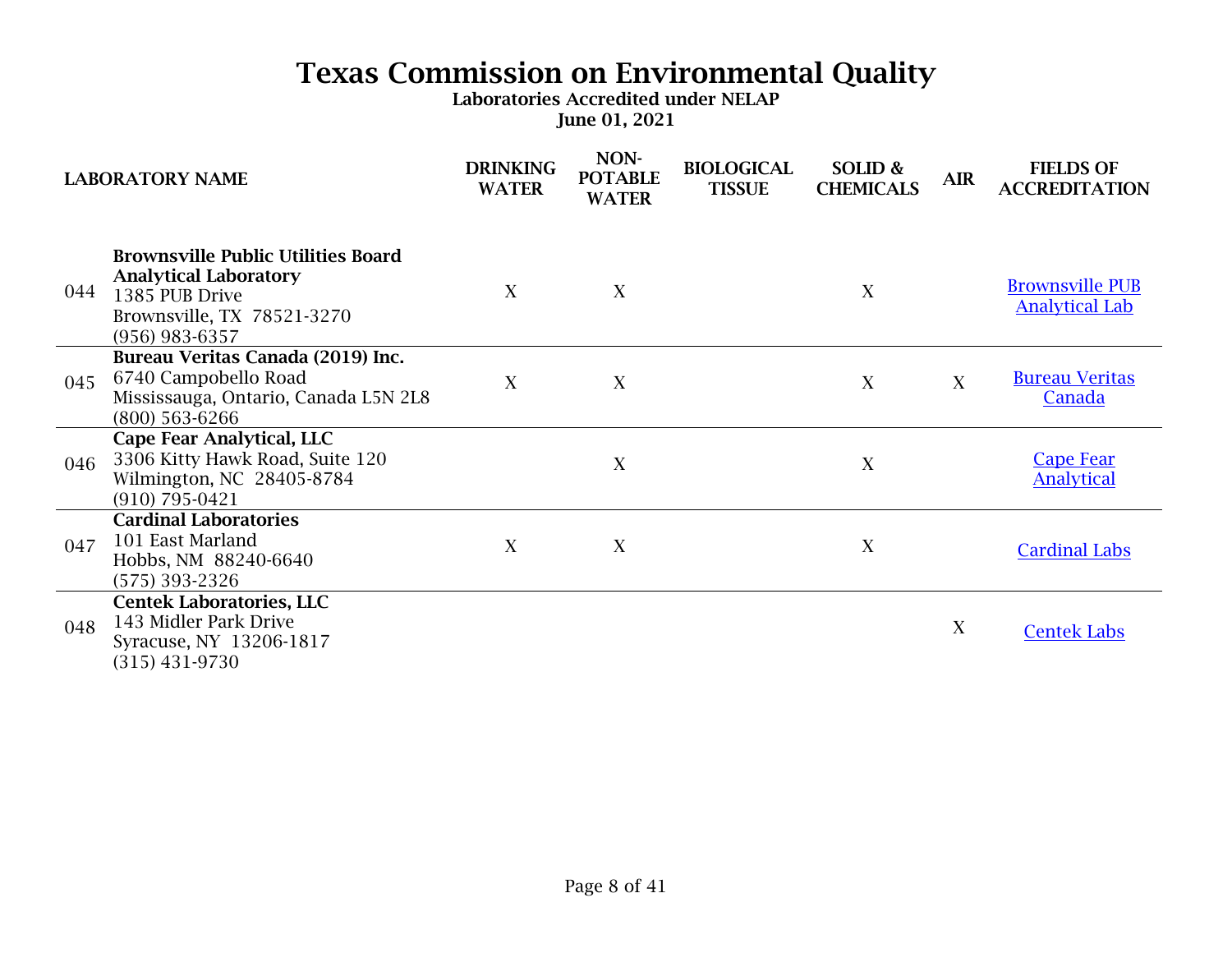# Texas Commission on Environmental Quality

**Laboratories Accredited under NELAP**

**June 01, 2021**

| | LABORATORY NAME | DRINKING WATER | NON-POTABLE WATER | BIOLOGICAL TISSUE | SOLID & CHEMICALS | AIR | FIELDS OF ACCREDITATION |
|---|---|---|---|---|---|---|---|
| 044 | **Brownsville Public Utilities Board Analytical Laboratory**<br>1385 PUB Drive<br>Brownsville, TX 78521-3270<br>(956) 983-6357 | X | X | | X | | Brownsville PUB Analytical Lab |
| 045 | **Bureau Veritas Canada (2019) Inc.**<br>6740 Campobello Road<br>Mississauga, Ontario, Canada L5N 2L8<br>(800) 563-6266 | X | X | | X | X | Bureau Veritas Canada |
| 046 | **Cape Fear Analytical, LLC**<br>3306 Kitty Hawk Road, Suite 120<br>Wilmington, NC 28405-8784<br>(910) 795-0421 | | X | | X | | Cape Fear Analytical |
| 047 | **Cardinal Laboratories**<br>101 East Marland<br>Hobbs, NM 88240-6640<br>(575) 393-2326 | X | X | | X | | Cardinal Labs |
| 048 | **Centek Laboratories, LLC**<br>143 Midler Park Drive<br>Syracuse, NY 13206-1817<br>(315) 431-9730 | | | | | X | Centek Labs |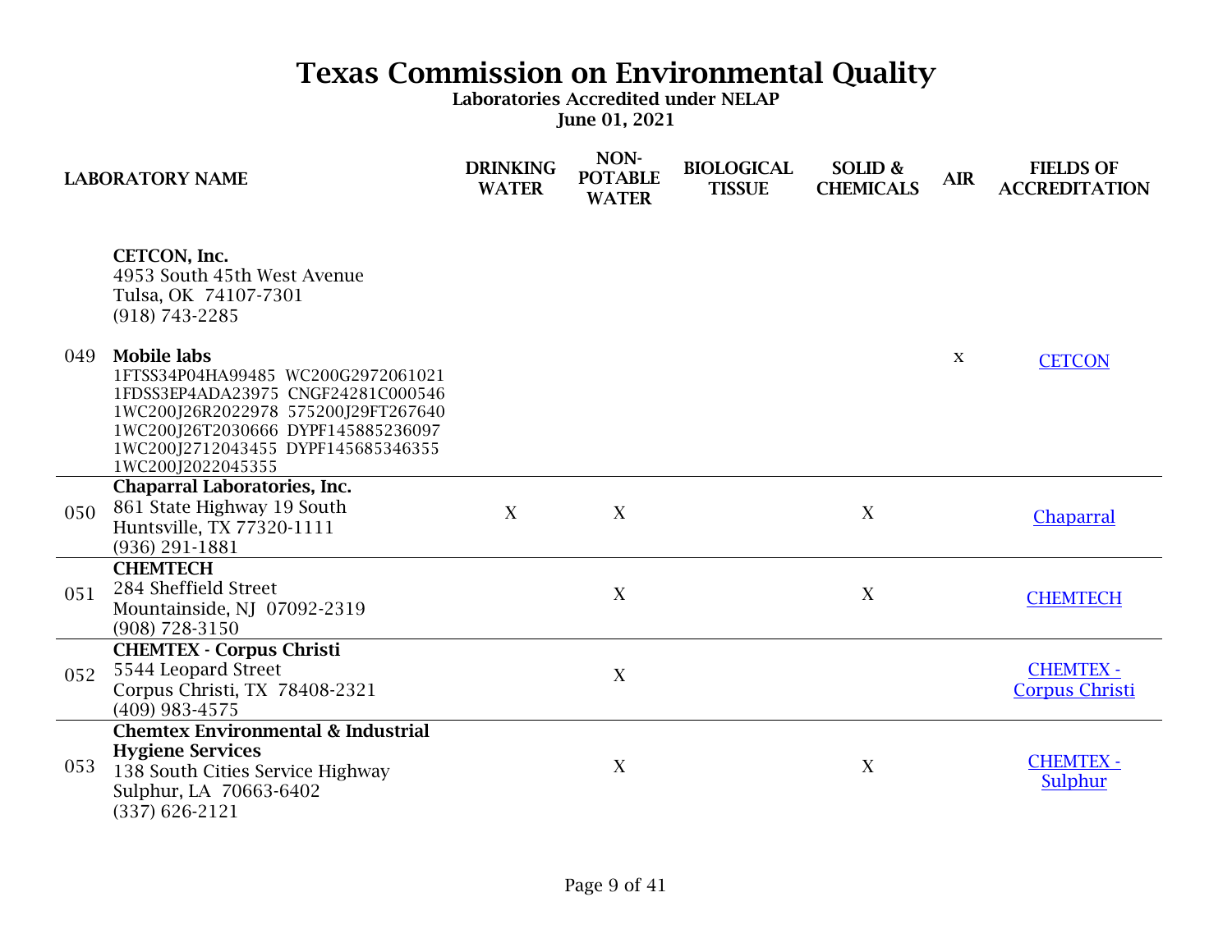# Texas Commission on Environmental Quality

**Laboratories Accredited under NELAP**

**June 01, 2021**

| | LABORATORY NAME | DRINKING WATER | NON-POTABLE WATER | BIOLOGICAL TISSUE | SOLID & CHEMICALS | AIR | FIELDS OF ACCREDITATION |
|---|---|---|---|---|---|---|---|
| 049 | **CETCON, Inc.**<br>4953 South 45th West Avenue<br>Tulsa, OK 74107-7301<br>(918) 743-2285<br>**Mobile labs**<br>1FTSS34P04HA99485 WC200G2972061021<br>1FDSS3EP4ADA23975 CNGF24281C000546<br>1WC200J26R2022978 575200J29FT267640<br>1WC200J26T2030666 DYPF145885236097<br>1WC200J2712043455 DYPF145685346355<br>1WC200J2022045355 | | | | | X | CETCON |
| 050 | **Chaparral Laboratories, Inc.**<br>861 State Highway 19 South<br>Huntsville, TX 77320-1111<br>(936) 291-1881 | X | X | | X | | Chaparral |
| 051 | **CHEMTECH**<br>284 Sheffield Street<br>Mountainside, NJ 07092-2319<br>(908) 728-3150 | | X | | X | | CHEMTECH |
| 052 | **CHEMTEX - Corpus Christi**<br>5544 Leopard Street<br>Corpus Christi, TX 78408-2321<br>(409) 983-4575 | | X | | | | CHEMTEX - Corpus Christi |
| 053 | **Chemtex Environmental & Industrial Hygiene Services**<br>138 South Cities Service Highway<br>Sulphur, LA 70663-6402<br>(337) 626-2121 | | X | | X | | CHEMTEX - Sulphur |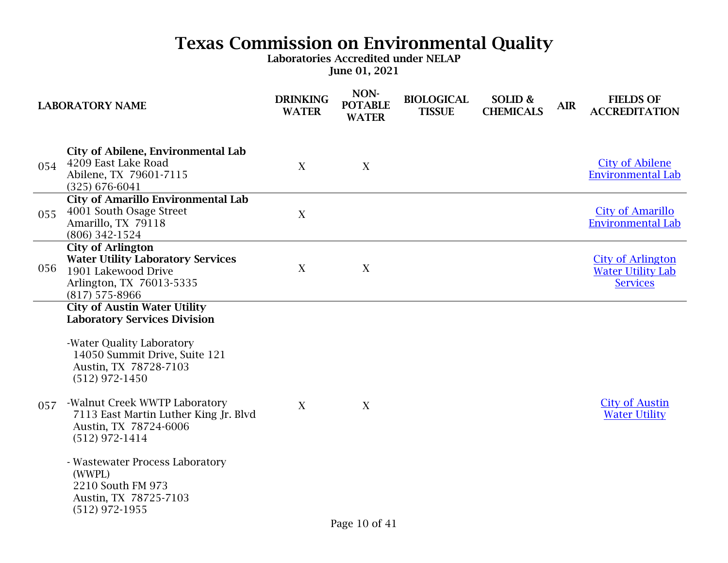# Texas Commission on Environmental Quality

**Laboratories Accredited under NELAP**

**June 01, 2021**

| | LABORATORY NAME | DRINKING WATER | NON-POTABLE WATER | BIOLOGICAL TISSUE | SOLID & CHEMICALS | AIR | FIELDS OF ACCREDITATION |
|---|---|---|---|---|---|---|---|
| 054 | **City of Abilene, Environmental Lab**<br>4209 East Lake Road<br>Abilene, TX 79601-7115<br>(325) 676-6041 | X | X | | | | City of Abilene Environmental Lab |
| 055 | **City of Amarillo Environmental Lab**<br>4001 South Osage Street<br>Amarillo, TX 79118<br>(806) 342-1524 | X | | | | | City of Amarillo Environmental Lab |
| 056 | **City of Arlington**<br>**Water Utility Laboratory Services**<br>1901 Lakewood Drive<br>Arlington, TX 76013-5335<br>(817) 575-8966 | X | X | | | | City of Arlington Water Utility Lab Services |
| 057 | **City of Austin Water Utility**<br>**Laboratory Services Division**<br><br>-Water Quality Laboratory<br>14050 Summit Drive, Suite 121<br>Austin, TX 78728-7103<br>(512) 972-1450<br><br>-Walnut Creek WWTP Laboratory<br>7113 East Martin Luther King Jr. Blvd<br>Austin, TX 78724-6006<br>(512) 972-1414<br><br>- Wastewater Process Laboratory (WWPL)<br>2210 South FM 973<br>Austin, TX 78725-7103<br>(512) 972-1955 | X | X | | | | City of Austin Water Utility |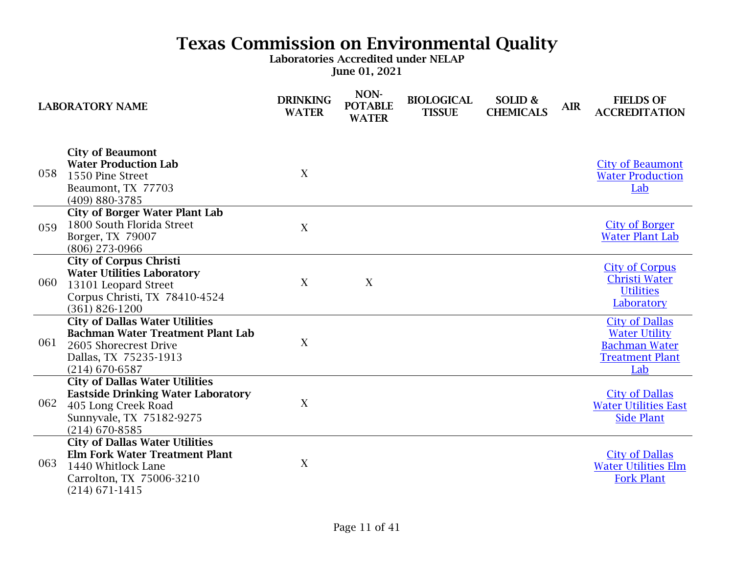# Texas Commission on Environmental Quality

**Laboratories Accredited under NELAP**

**June 01, 2021**

| | LABORATORY NAME | DRINKING WATER | NON-POTABLE WATER | BIOLOGICAL TISSUE | SOLID & CHEMICALS | AIR | FIELDS OF ACCREDITATION |
|---|---|---|---|---|---|---|---|
| 058 | **City of Beaumont Water Production Lab**<br>1550 Pine Street<br>Beaumont, TX 77703<br>(409) 880-3785 | X | | | | | City of Beaumont Water Production Lab |
| 059 | **City of Borger Water Plant Lab**<br>1800 South Florida Street<br>Borger, TX 79007<br>(806) 273-0966 | X | | | | | City of Borger Water Plant Lab |
| 060 | **City of Corpus Christi Water Utilities Laboratory**<br>13101 Leopard Street<br>Corpus Christi, TX 78410-4524<br>(361) 826-1200 | X | X | | | | City of Corpus Christi Water Utilities Laboratory |
| 061 | **City of Dallas Water Utilities Bachman Water Treatment Plant Lab**<br>2605 Shorecrest Drive<br>Dallas, TX 75235-1913<br>(214) 670-6587 | X | | | | | City of Dallas Water Utility Bachman Water Treatment Plant Lab |
| 062 | **City of Dallas Water Utilities Eastside Drinking Water Laboratory**<br>405 Long Creek Road<br>Sunnyvale, TX 75182-9275<br>(214) 670-8585 | X | | | | | City of Dallas Water Utilities East Side Plant |
| 063 | **City of Dallas Water Utilities Elm Fork Water Treatment Plant**<br>1440 Whitlock Lane<br>Carrolton, TX 75006-3210<br>(214) 671-1415 | X | | | | | City of Dallas Water Utilities Elm Fork Plant |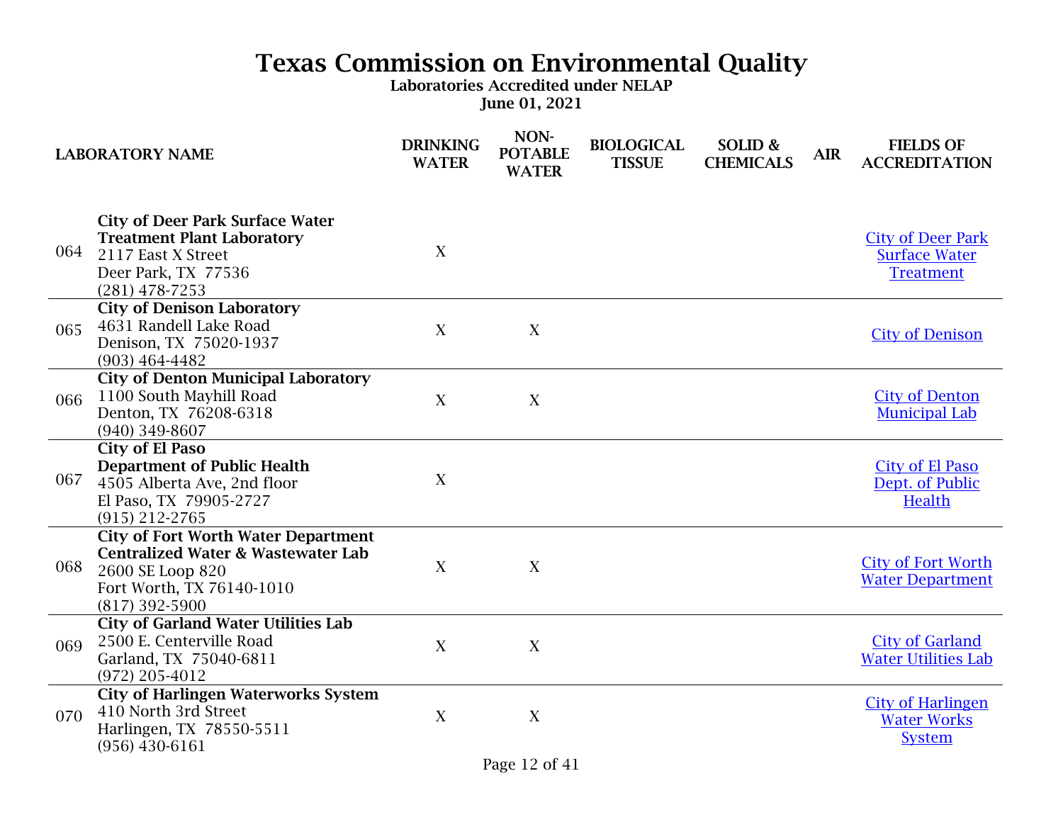# Texas Commission on Environmental Quality

**Laboratories Accredited under NELAP**

**June 01, 2021**

| | LABORATORY NAME | DRINKING WATER | NON-POTABLE WATER | BIOLOGICAL TISSUE | SOLID & CHEMICALS | AIR | FIELDS OF ACCREDITATION |
|---|---|---|---|---|---|---|---|
| 064 | **City of Deer Park Surface Water Treatment Plant Laboratory**<br>2117 East X Street<br>Deer Park, TX 77536<br>(281) 478-7253 | X | | | | | City of Deer Park Surface Water Treatment |
| 065 | **City of Denison Laboratory**<br>4631 Randell Lake Road<br>Denison, TX 75020-1937<br>(903) 464-4482 | X | X | | | | City of Denison |
| 066 | **City of Denton Municipal Laboratory**<br>1100 South Mayhill Road<br>Denton, TX 76208-6318<br>(940) 349-8607 | X | X | | | | City of Denton Municipal Lab |
| 067 | **City of El Paso Department of Public Health**<br>4505 Alberta Ave, 2nd floor<br>El Paso, TX 79905-2727<br>(915) 212-2765 | X | | | | | City of El Paso Dept. of Public Health |
| 068 | **City of Fort Worth Water Department Centralized Water & Wastewater Lab**<br>2600 SE Loop 820<br>Fort Worth, TX 76140-1010<br>(817) 392-5900 | X | X | | | | City of Fort Worth Water Department |
| 069 | **City of Garland Water Utilities Lab**<br>2500 E. Centerville Road<br>Garland, TX 75040-6811<br>(972) 205-4012 | X | X | | | | City of Garland Water Utilities Lab |
| 070 | **City of Harlingen Waterworks System**<br>410 North 3rd Street<br>Harlingen, TX 78550-5511<br>(956) 430-6161 | X | X | | | | City of Harlingen Water Works System |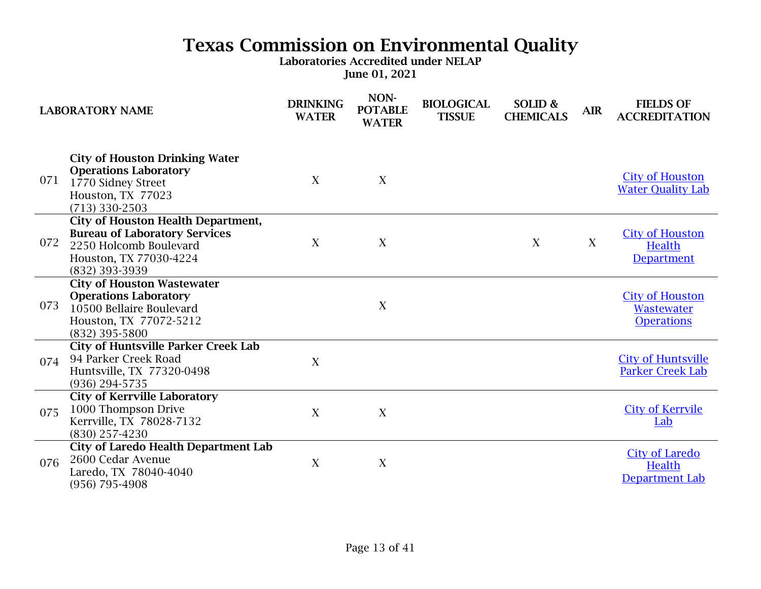# Texas Commission on Environmental Quality

**Laboratories Accredited under NELAP**

**June 01, 2021**

| | LABORATORY NAME | DRINKING WATER | NON-POTABLE WATER | BIOLOGICAL TISSUE | SOLID & CHEMICALS | AIR | FIELDS OF ACCREDITATION |
|---|---|---|---|---|---|---|---|
| 071 | **City of Houston Drinking Water Operations Laboratory**<br>1770 Sidney Street<br>Houston, TX 77023<br>(713) 330-2503 | X | X | | | | City of Houston Water Quality Lab |
| 072 | **City of Houston Health Department, Bureau of Laboratory Services**<br>2250 Holcomb Boulevard<br>Houston, TX 77030-4224<br>(832) 393-3939 | X | X | | X | X | City of Houston Health Department |
| 073 | **City of Houston Wastewater Operations Laboratory**<br>10500 Bellaire Boulevard<br>Houston, TX 77072-5212<br>(832) 395-5800 | | X | | | | City of Houston Wastewater Operations |
| 074 | **City of Huntsville Parker Creek Lab**<br>94 Parker Creek Road<br>Huntsville, TX 77320-0498<br>(936) 294-5735 | X | | | | | City of Huntsville Parker Creek Lab |
| 075 | **City of Kerrville Laboratory**<br>1000 Thompson Drive<br>Kerrville, TX 78028-7132<br>(830) 257-4230 | X | X | | | | City of Kerrvile Lab |
| 076 | **City of Laredo Health Department Lab**<br>2600 Cedar Avenue<br>Laredo, TX 78040-4040<br>(956) 795-4908 | X | X | | | | City of Laredo Health Department Lab |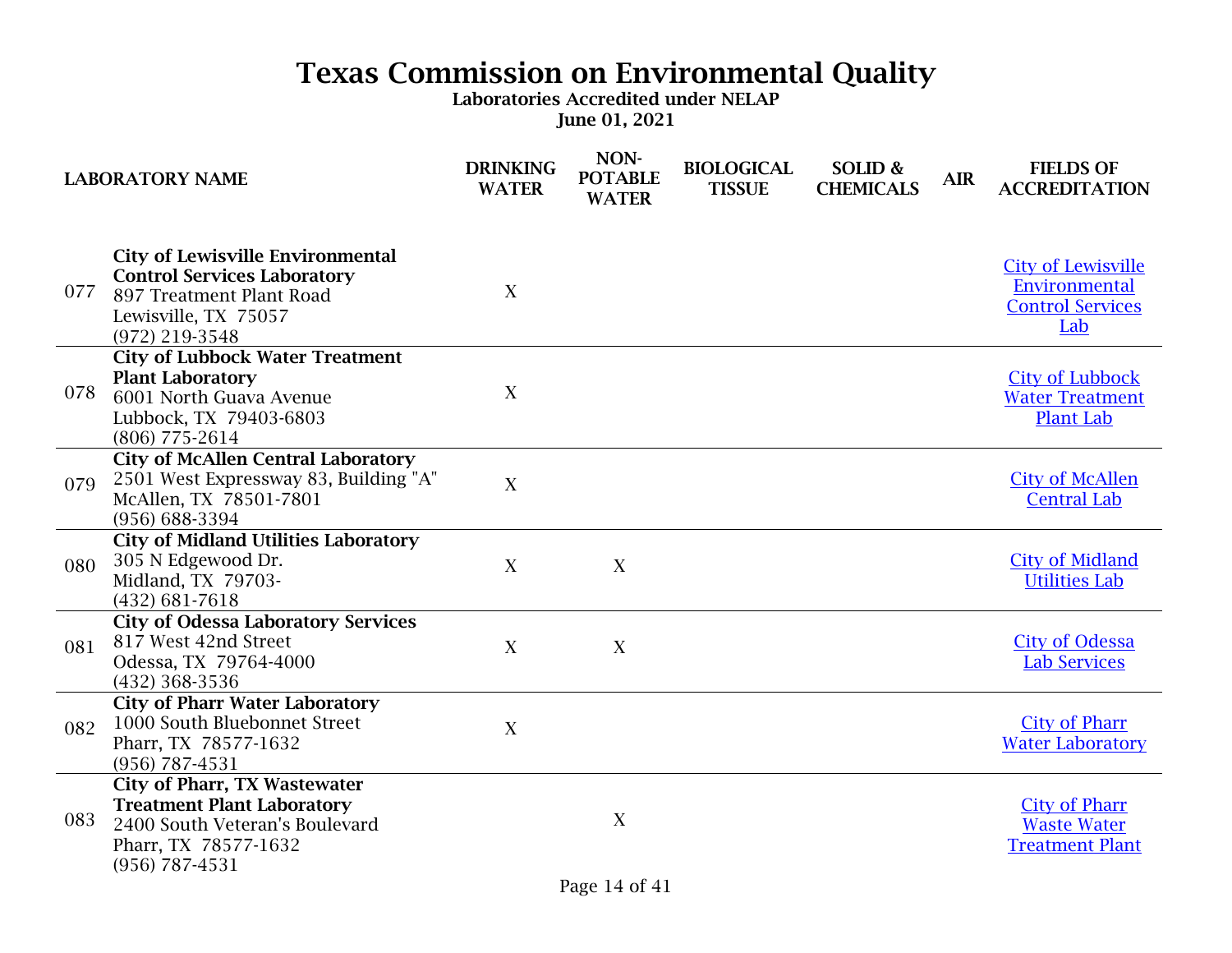# Texas Commission on Environmental Quality

**Laboratories Accredited under NELAP**

**June 01, 2021**

| | LABORATORY NAME | DRINKING WATER | NON-POTABLE WATER | BIOLOGICAL TISSUE | SOLID & CHEMICALS | AIR | FIELDS OF ACCREDITATION |
|---|---|---|---|---|---|---|---|
| 077 | **City of Lewisville Environmental Control Services Laboratory**<br>897 Treatment Plant Road<br>Lewisville, TX 75057<br>(972) 219-3548 | X | | | | | City of Lewisville Environmental Control Services Lab |
| 078 | **City of Lubbock Water Treatment Plant Laboratory**<br>6001 North Guava Avenue<br>Lubbock, TX 79403-6803<br>(806) 775-2614 | X | | | | | City of Lubbock Water Treatment Plant Lab |
| 079 | **City of McAllen Central Laboratory**<br>2501 West Expressway 83, Building "A"<br>McAllen, TX 78501-7801<br>(956) 688-3394 | X | | | | | City of McAllen Central Lab |
| 080 | **City of Midland Utilities Laboratory**<br>305 N Edgewood Dr.<br>Midland, TX 79703-<br>(432) 681-7618 | X | X | | | | City of Midland Utilities Lab |
| 081 | **City of Odessa Laboratory Services**<br>817 West 42nd Street<br>Odessa, TX 79764-4000<br>(432) 368-3536 | X | X | | | | City of Odessa Lab Services |
| 082 | **City of Pharr Water Laboratory**<br>1000 South Bluebonnet Street<br>Pharr, TX 78577-1632<br>(956) 787-4531 | X | | | | | City of Pharr Water Laboratory |
| 083 | **City of Pharr, TX Wastewater Treatment Plant Laboratory**<br>2400 South Veteran's Boulevard<br>Pharr, TX 78577-1632<br>(956) 787-4531 | | X | | | | City of Pharr Waste Water Treatment Plant |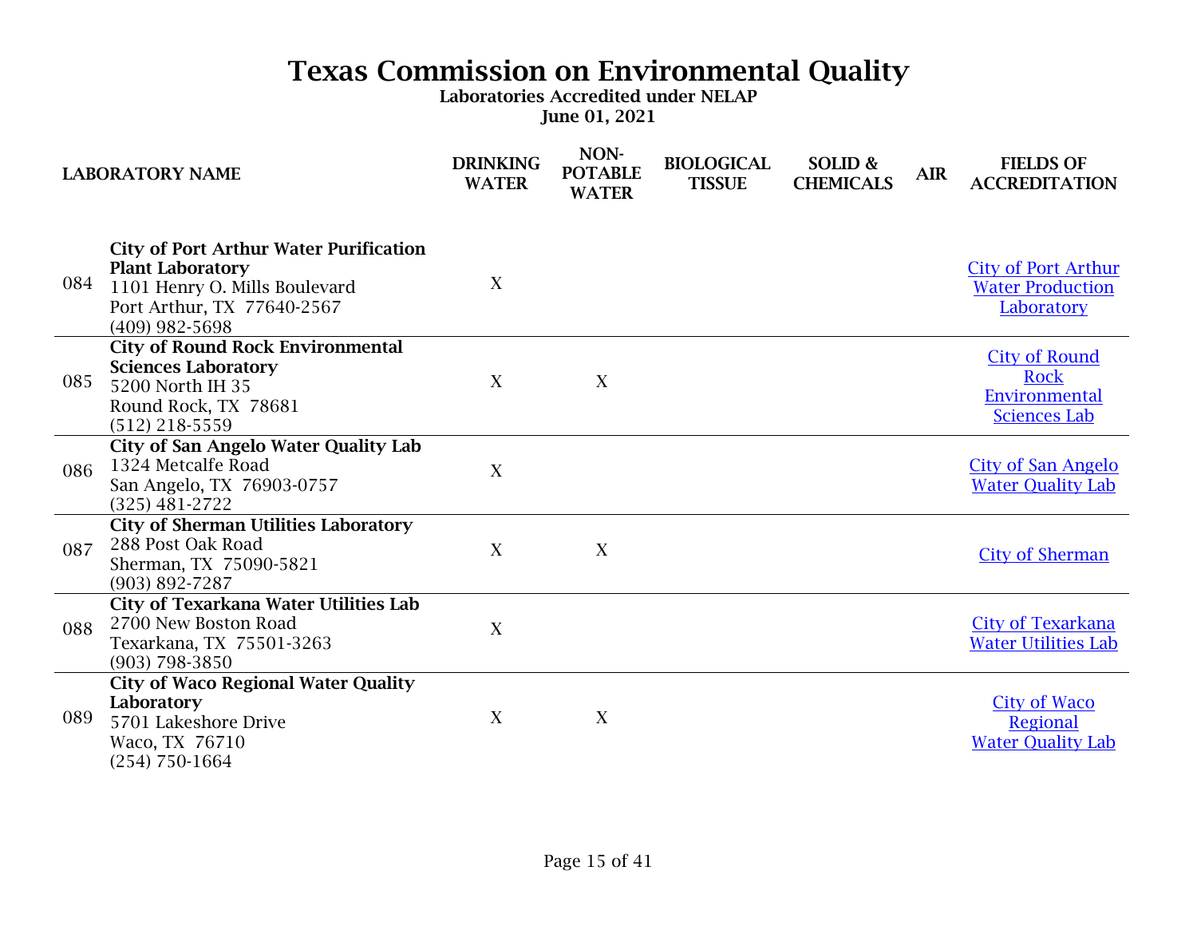# Texas Commission on Environmental Quality

**Laboratories Accredited under NELAP**

**June 01, 2021**

| | LABORATORY NAME | DRINKING WATER | NON-POTABLE WATER | BIOLOGICAL TISSUE | SOLID & CHEMICALS | AIR | FIELDS OF ACCREDITATION |
|---|---|---|---|---|---|---|---|
| 084 | **City of Port Arthur Water Purification Plant Laboratory**<br>1101 Henry O. Mills Boulevard<br>Port Arthur, TX 77640-2567<br>(409) 982-5698 | X | | | | | City of Port Arthur Water Production Laboratory |
| 085 | **City of Round Rock Environmental Sciences Laboratory**<br>5200 North IH 35<br>Round Rock, TX 78681<br>(512) 218-5559 | X | X | | | | City of Round Rock Environmental Sciences Lab |
| 086 | **City of San Angelo Water Quality Lab**<br>1324 Metcalfe Road<br>San Angelo, TX 76903-0757<br>(325) 481-2722 | X | | | | | City of San Angelo Water Quality Lab |
| 087 | **City of Sherman Utilities Laboratory**<br>288 Post Oak Road<br>Sherman, TX 75090-5821<br>(903) 892-7287 | X | X | | | | City of Sherman |
| 088 | **City of Texarkana Water Utilities Lab**<br>2700 New Boston Road<br>Texarkana, TX 75501-3263<br>(903) 798-3850 | X | | | | | City of Texarkana Water Utilities Lab |
| 089 | **City of Waco Regional Water Quality Laboratory**<br>5701 Lakeshore Drive<br>Waco, TX 76710<br>(254) 750-1664 | X | X | | | | City of Waco Regional Water Quality Lab |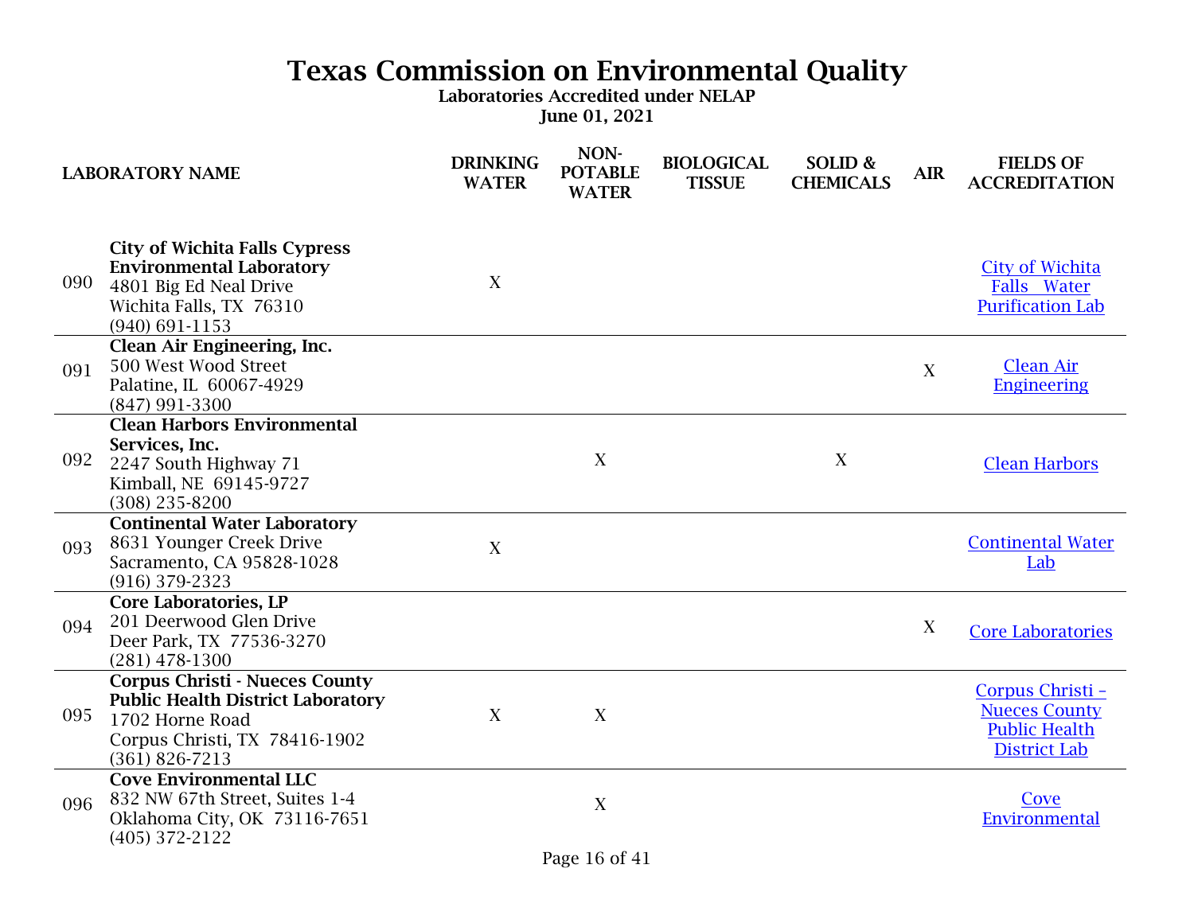# Texas Commission on Environmental Quality

**Laboratories Accredited under NELAP**

**June 01, 2021**

| | LABORATORY NAME | DRINKING WATER | NON-POTABLE WATER | BIOLOGICAL TISSUE | SOLID & CHEMICALS | AIR | FIELDS OF ACCREDITATION |
|---|---|---|---|---|---|---|---|
| 090 | **City of Wichita Falls Cypress Environmental Laboratory**<br>4801 Big Ed Neal Drive<br>Wichita Falls, TX 76310<br>(940) 691-1153 | X | | | | | City of Wichita Falls Water Purification Lab |
| 091 | **Clean Air Engineering, Inc.**<br>500 West Wood Street<br>Palatine, IL 60067-4929<br>(847) 991-3300 | | | | | X | Clean Air Engineering |
| 092 | **Clean Harbors Environmental Services, Inc.**<br>2247 South Highway 71<br>Kimball, NE 69145-9727<br>(308) 235-8200 | | X | | X | | Clean Harbors |
| 093 | **Continental Water Laboratory**<br>8631 Younger Creek Drive<br>Sacramento, CA 95828-1028<br>(916) 379-2323 | X | | | | | Continental Water Lab |
| 094 | **Core Laboratories, LP**<br>201 Deerwood Glen Drive<br>Deer Park, TX 77536-3270<br>(281) 478-1300 | | | | | X | Core Laboratories |
| 095 | **Corpus Christi - Nueces County Public Health District Laboratory**<br>1702 Horne Road<br>Corpus Christi, TX 78416-1902<br>(361) 826-7213 | X | X | | | | Corpus Christi – Nueces County Public Health District Lab |
| 096 | **Cove Environmental LLC**<br>832 NW 67th Street, Suites 1-4<br>Oklahoma City, OK 73116-7651<br>(405) 372-2122 | | X | | | | Cove Environmental |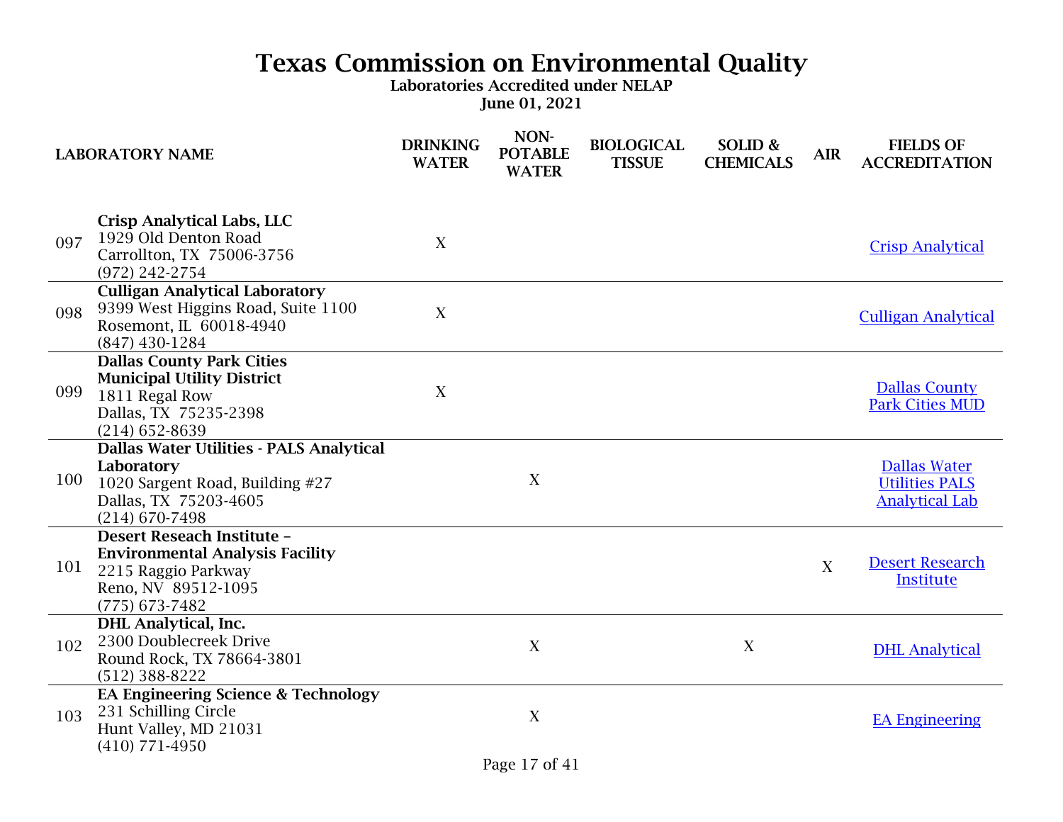# Texas Commission on Environmental Quality

**Laboratories Accredited under NELAP**

**June 01, 2021**

| | LABORATORY NAME | DRINKING WATER | NON-POTABLE WATER | BIOLOGICAL TISSUE | SOLID & CHEMICALS | AIR | FIELDS OF ACCREDITATION |
|---|---|---|---|---|---|---|---|
| 097 | **Crisp Analytical Labs, LLC**<br>1929 Old Denton Road<br>Carrollton, TX 75006-3756<br>(972) 242-2754 | X | | | | | Crisp Analytical |
| 098 | **Culligan Analytical Laboratory**<br>9399 West Higgins Road, Suite 1100<br>Rosemont, IL 60018-4940<br>(847) 430-1284 | X | | | | | Culligan Analytical |
| 099 | **Dallas County Park Cities Municipal Utility District**<br>1811 Regal Row<br>Dallas, TX 75235-2398<br>(214) 652-8639 | X | | | | | Dallas County Park Cities MUD |
| 100 | **Dallas Water Utilities - PALS Analytical Laboratory**<br>1020 Sargent Road, Building #27<br>Dallas, TX 75203-4605<br>(214) 670-7498 | | X | | | | Dallas Water Utilities PALS Analytical Lab |
| 101 | **Desert Reseach Institute – Environmental Analysis Facility**<br>2215 Raggio Parkway<br>Reno, NV 89512-1095<br>(775) 673-7482 | | | | | X | Desert Research Institute |
| 102 | **DHL Analytical, Inc.**<br>2300 Doublecreek Drive<br>Round Rock, TX 78664-3801<br>(512) 388-8222 | | X | | X | | DHL Analytical |
| 103 | **EA Engineering Science & Technology**<br>231 Schilling Circle<br>Hunt Valley, MD 21031<br>(410) 771-4950 | | X | | | | EA Engineering |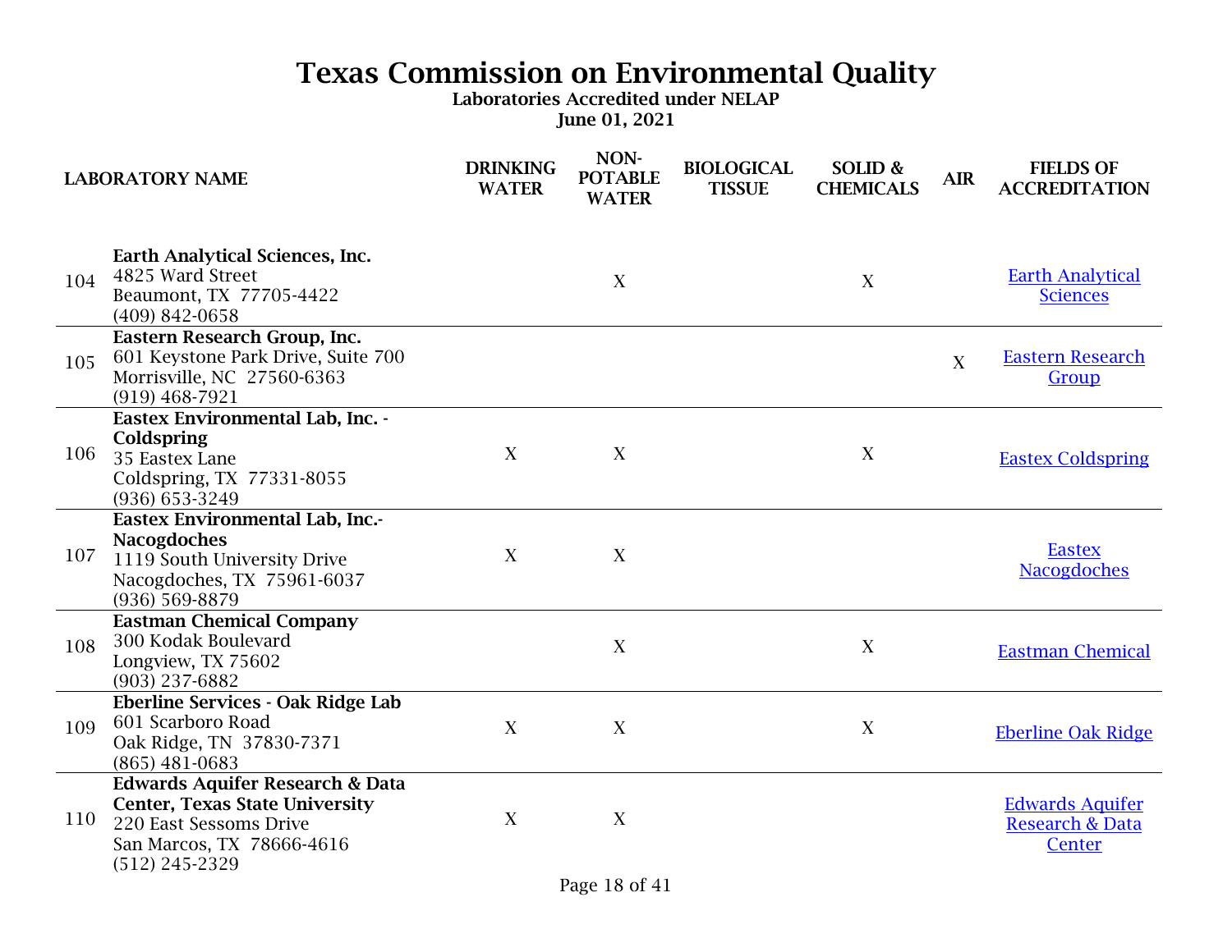# Texas Commission on Environmental Quality

**Laboratories Accredited under NELAP**

**June 01, 2021**

| | LABORATORY NAME | DRINKING WATER | NON-POTABLE WATER | BIOLOGICAL TISSUE | SOLID & CHEMICALS | AIR | FIELDS OF ACCREDITATION |
|---|---|---|---|---|---|---|---|
| 104 | **Earth Analytical Sciences, Inc.** 4825 Ward Street Beaumont, TX 77705-4422 (409) 842-0658 | | X | | X | | Earth Analytical Sciences |
| 105 | **Eastern Research Group, Inc.** 601 Keystone Park Drive, Suite 700 Morrisville, NC 27560-6363 (919) 468-7921 | | | | | X | Eastern Research Group |
| 106 | **Eastex Environmental Lab, Inc. - Coldspring** 35 Eastex Lane Coldspring, TX 77331-8055 (936) 653-3249 | X | X | | X | | Eastex Coldspring |
| 107 | **Eastex Environmental Lab, Inc.- Nacogdoches** 1119 South University Drive Nacogdoches, TX 75961-6037 (936) 569-8879 | X | X | | | | Eastex Nacogdoches |
| 108 | **Eastman Chemical Company** 300 Kodak Boulevard Longview, TX 75602 (903) 237-6882 | | X | | X | | Eastman Chemical |
| 109 | **Eberline Services - Oak Ridge Lab** 601 Scarboro Road Oak Ridge, TN 37830-7371 (865) 481-0683 | X | X | | X | | Eberline Oak Ridge |
| 110 | **Edwards Aquifer Research & Data Center, Texas State University** 220 East Sessoms Drive San Marcos, TX 78666-4616 (512) 245-2329 | X | X | | | | Edwards Aquifer Research & Data Center |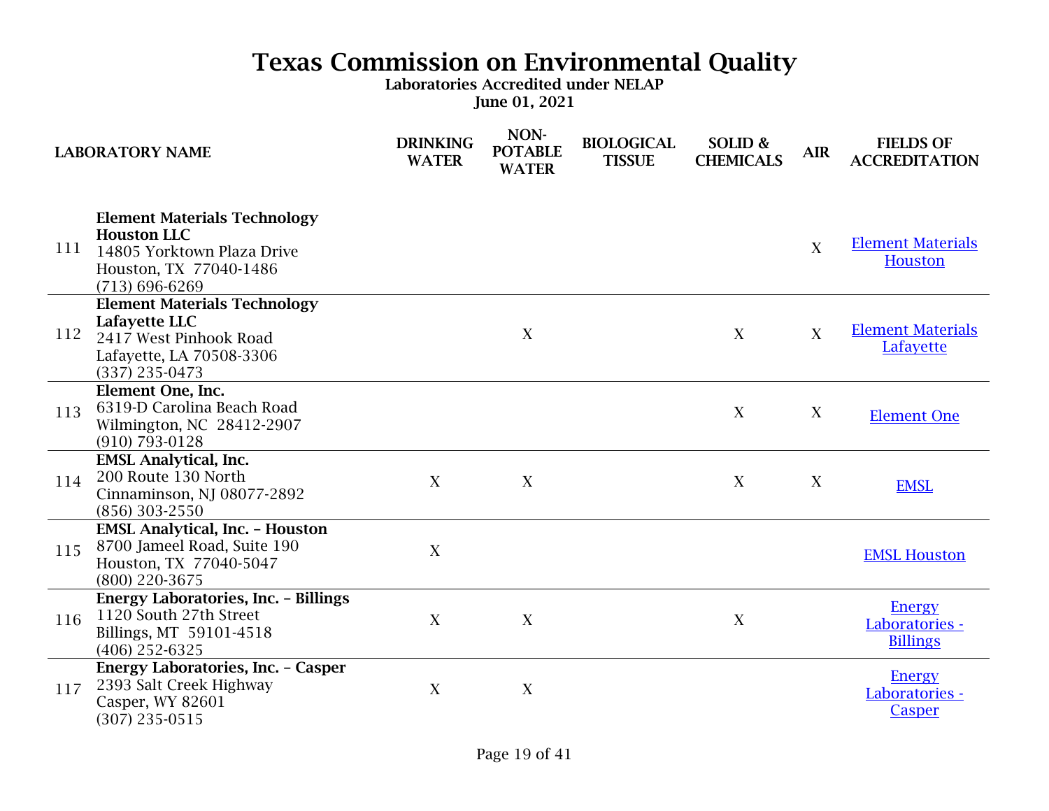# Texas Commission on Environmental Quality

**Laboratories Accredited under NELAP**

**June 01, 2021**

| | LABORATORY NAME | DRINKING WATER | NON-POTABLE WATER | BIOLOGICAL TISSUE | SOLID & CHEMICALS | AIR | FIELDS OF ACCREDITATION |
|---|---|---|---|---|---|---|---|
| 111 | **Element Materials Technology Houston LLC**<br>14805 Yorktown Plaza Drive<br>Houston, TX 77040-1486<br>(713) 696-6269 | | | | | X | Element Materials Houston |
| 112 | **Element Materials Technology Lafayette LLC**<br>2417 West Pinhook Road<br>Lafayette, LA 70508-3306<br>(337) 235-0473 | | X | | X | X | Element Materials Lafayette |
| 113 | **Element One, Inc.**<br>6319-D Carolina Beach Road<br>Wilmington, NC 28412-2907<br>(910) 793-0128 | | | | X | X | Element One |
| 114 | **EMSL Analytical, Inc.**<br>200 Route 130 North<br>Cinnaminson, NJ 08077-2892<br>(856) 303-2550 | X | X | | X | X | EMSL |
| 115 | **EMSL Analytical, Inc. – Houston**<br>8700 Jameel Road, Suite 190<br>Houston, TX 77040-5047<br>(800) 220-3675 | X | | | | | EMSL Houston |
| 116 | **Energy Laboratories, Inc. – Billings**<br>1120 South 27th Street<br>Billings, MT 59101-4518<br>(406) 252-6325 | X | X | | X | | Energy Laboratories - Billings |
| 117 | **Energy Laboratories, Inc. – Casper**<br>2393 Salt Creek Highway<br>Casper, WY 82601<br>(307) 235-0515 | X | X | | | | Energy Laboratories - Casper |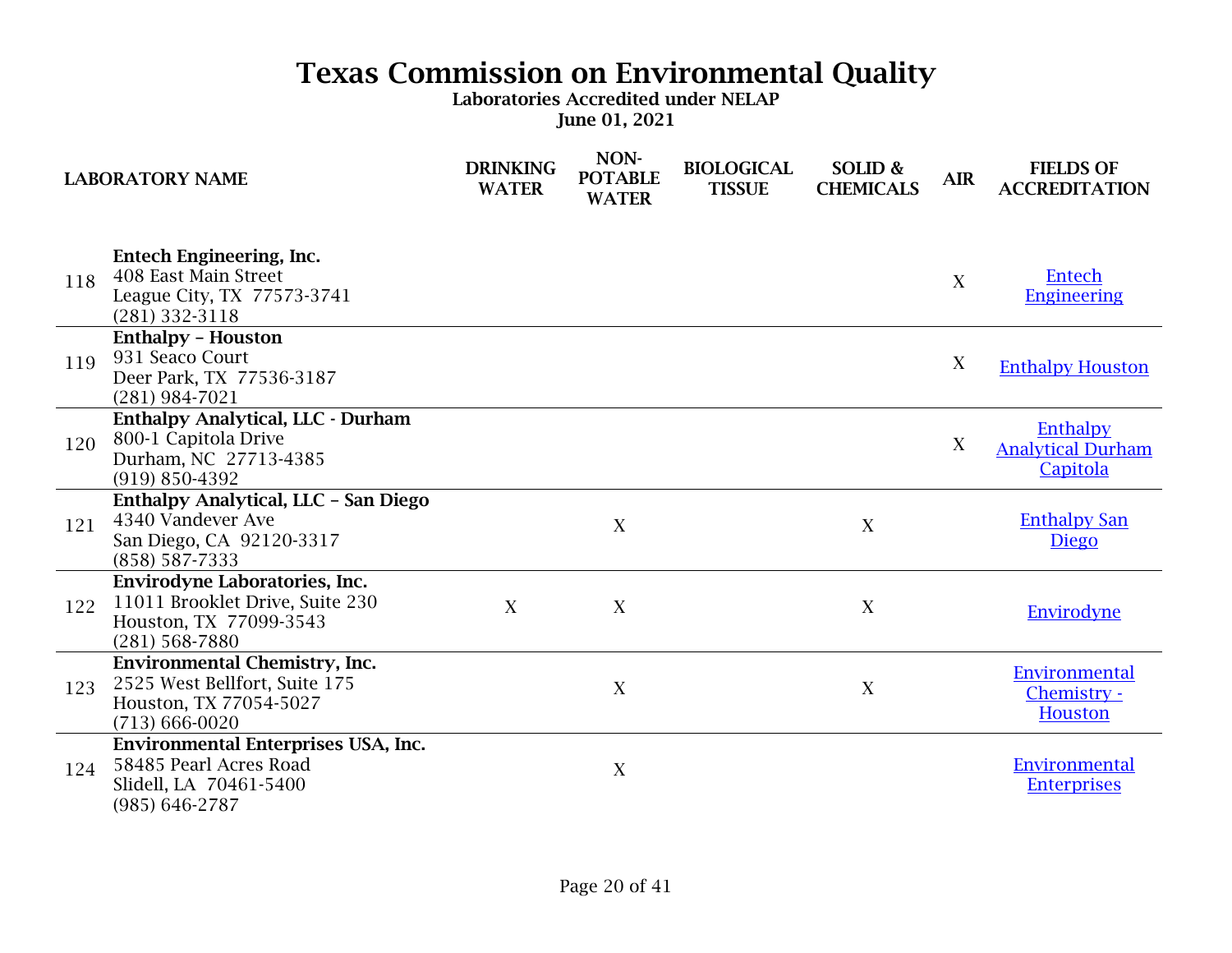# Texas Commission on Environmental Quality

**Laboratories Accredited under NELAP**

**June 01, 2021**

| | LABORATORY NAME | DRINKING WATER | NON-POTABLE WATER | BIOLOGICAL TISSUE | SOLID & CHEMICALS | AIR | FIELDS OF ACCREDITATION |
|---|---|---|---|---|---|---|---|
| 118 | **Entech Engineering, Inc.** 408 East Main Street League City, TX 77573-3741 (281) 332-3118 | | | | | X | Entech Engineering |
| 119 | **Enthalpy – Houston** 931 Seaco Court Deer Park, TX 77536-3187 (281) 984-7021 | | | | | X | Enthalpy Houston |
| 120 | **Enthalpy Analytical, LLC - Durham** 800-1 Capitola Drive Durham, NC 27713-4385 (919) 850-4392 | | | | | X | Enthalpy Analytical Durham Capitola |
| 121 | **Enthalpy Analytical, LLC – San Diego** 4340 Vandever Ave San Diego, CA 92120-3317 (858) 587-7333 | | X | | X | | Enthalpy San Diego |
| 122 | **Envirodyne Laboratories, Inc.** 11011 Brooklet Drive, Suite 230 Houston, TX 77099-3543 (281) 568-7880 | X | X | | X | | Envirodyne |
| 123 | **Environmental Chemistry, Inc.** 2525 West Bellfort, Suite 175 Houston, TX 77054-5027 (713) 666-0020 | | X | | X | | Environmental Chemistry - Houston |
| 124 | **Environmental Enterprises USA, Inc.** 58485 Pearl Acres Road Slidell, LA 70461-5400 (985) 646-2787 | | X | | | | Environmental Enterprises |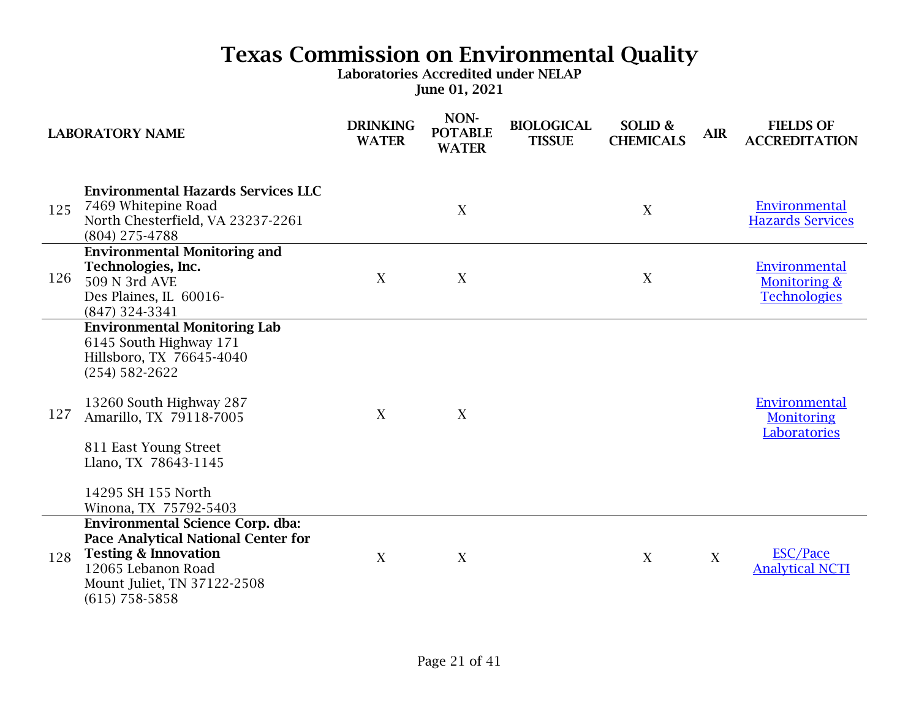# Texas Commission on Environmental Quality

**Laboratories Accredited under NELAP**

**June 01, 2021**

| | LABORATORY NAME | DRINKING WATER | NON-POTABLE WATER | BIOLOGICAL TISSUE | SOLID & CHEMICALS | AIR | FIELDS OF ACCREDITATION |
|---|---|---|---|---|---|---|---|
| 125 | **Environmental Hazards Services LLC**<br>7469 Whitepine Road<br>North Chesterfield, VA 23237-2261<br>(804) 275-4788 | | X | | X | | Environmental Hazards Services |
| 126 | **Environmental Monitoring and Technologies, Inc.**<br>509 N 3rd AVE<br>Des Plaines, IL 60016-<br>(847) 324-3341 | X | X | | X | | Environmental Monitoring & Technologies |
| 127 | **Environmental Monitoring Lab**<br>6145 South Highway 171<br>Hillsboro, TX 76645-4040<br>(254) 582-2622<br><br>13260 South Highway 287<br>Amarillo, TX 79118-7005<br><br>811 East Young Street<br>Llano, TX 78643-1145<br><br>14295 SH 155 North<br>Winona, TX 75792-5403 | X | X | | | | Environmental Monitoring Laboratories |
| 128 | **Environmental Science Corp. dba: Pace Analytical National Center for Testing & Innovation**<br>12065 Lebanon Road<br>Mount Juliet, TN 37122-2508<br>(615) 758-5858 | X | X | | X | X | ESC/Pace Analytical NCTI |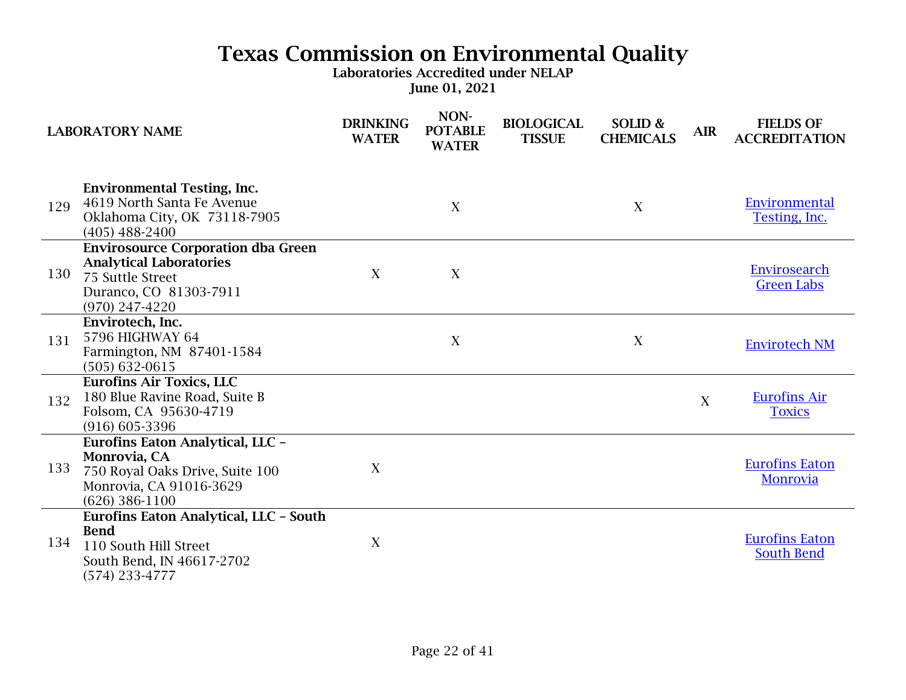# Texas Commission on Environmental Quality

**Laboratories Accredited under NELAP**

**June 01, 2021**

| | LABORATORY NAME | DRINKING WATER | NON-POTABLE WATER | BIOLOGICAL TISSUE | SOLID & CHEMICALS | AIR | FIELDS OF ACCREDITATION |
|---|---|---|---|---|---|---|---|
| 129 | **Environmental Testing, Inc.**<br>4619 North Santa Fe Avenue<br>Oklahoma City, OK 73118-7905<br>(405) 488-2400 | | X | | X | | Environmental Testing, Inc. |
| 130 | **Envirosource Corporation dba Green Analytical Laboratories**<br>75 Suttle Street<br>Duranco, CO 81303-7911<br>(970) 247-4220 | X | X | | | | Envirosearch Green Labs |
| 131 | **Envirotech, Inc.**<br>5796 HIGHWAY 64<br>Farmington, NM 87401-1584<br>(505) 632-0615 | | X | | X | | Envirotech NM |
| 132 | **Eurofins Air Toxics, LLC**<br>180 Blue Ravine Road, Suite B<br>Folsom, CA 95630-4719<br>(916) 605-3396 | | | | | X | Eurofins Air Toxics |
| 133 | **Eurofins Eaton Analytical, LLC – Monrovia, CA**<br>750 Royal Oaks Drive, Suite 100<br>Monrovia, CA 91016-3629<br>(626) 386-1100 | X | | | | | Eurofins Eaton Monrovia |
| 134 | **Eurofins Eaton Analytical, LLC – South Bend**<br>110 South Hill Street<br>South Bend, IN 46617-2702<br>(574) 233-4777 | X | | | | | Eurofins Eaton South Bend |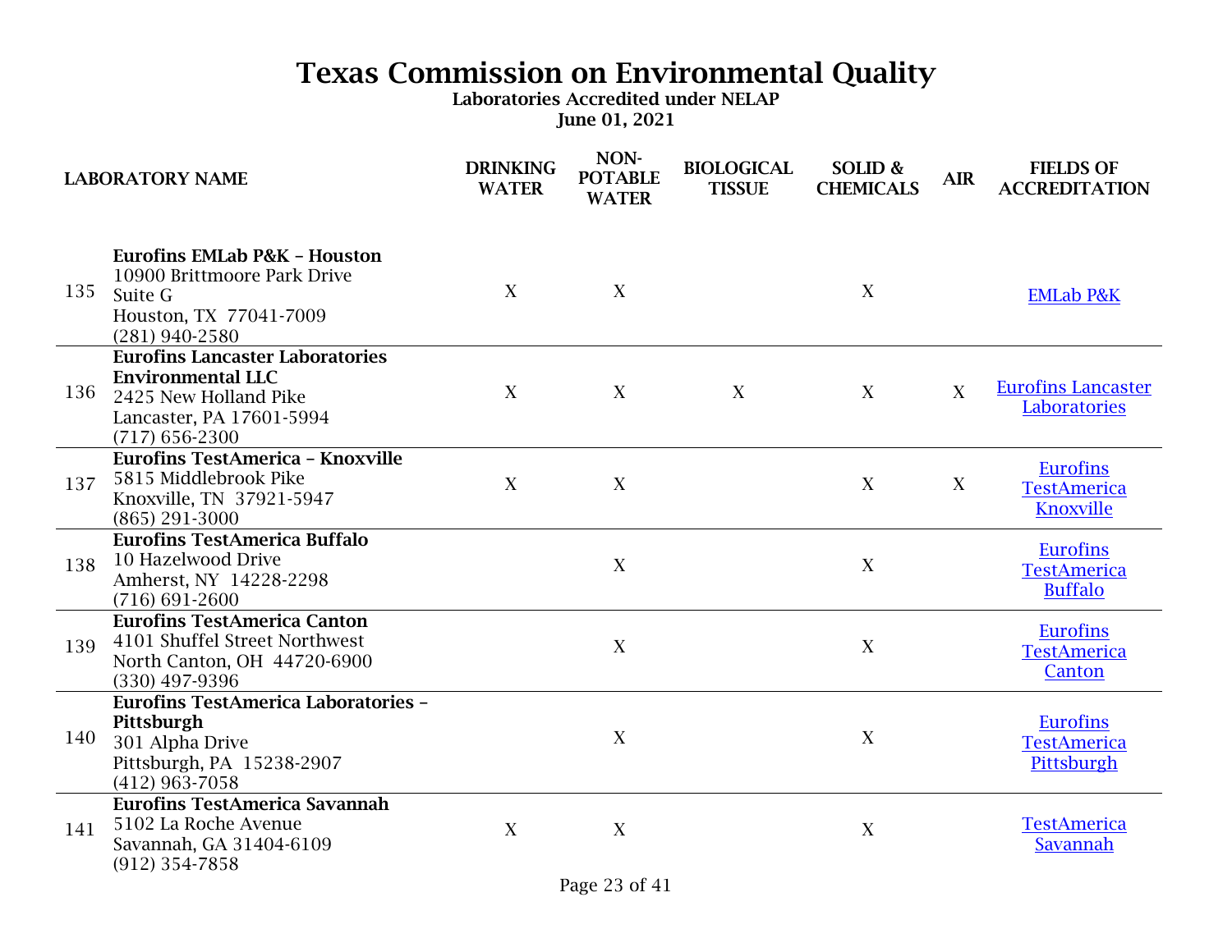# Texas Commission on Environmental Quality

**Laboratories Accredited under NELAP**

**June 01, 2021**

| | LABORATORY NAME | DRINKING WATER | NON-POTABLE WATER | BIOLOGICAL TISSUE | SOLID & CHEMICALS | AIR | FIELDS OF ACCREDITATION |
|---|---|---|---|---|---|---|---|
| 135 | **Eurofins EMLab P&K – Houston**<br>10900 Brittmoore Park Drive<br>Suite G<br>Houston, TX 77041-7009<br>(281) 940-2580 | X | X | | X | | EMLab P&K |
| 136 | **Eurofins Lancaster Laboratories Environmental LLC**<br>2425 New Holland Pike<br>Lancaster, PA 17601-5994<br>(717) 656-2300 | X | X | X | X | X | Eurofins Lancaster Laboratories |
| 137 | **Eurofins TestAmerica – Knoxville**<br>5815 Middlebrook Pike<br>Knoxville, TN 37921-5947<br>(865) 291-3000 | X | X | | X | X | Eurofins TestAmerica Knoxville |
| 138 | **Eurofins TestAmerica Buffalo**<br>10 Hazelwood Drive<br>Amherst, NY 14228-2298<br>(716) 691-2600 | | X | | X | | Eurofins TestAmerica Buffalo |
| 139 | **Eurofins TestAmerica Canton**<br>4101 Shuffel Street Northwest<br>North Canton, OH 44720-6900<br>(330) 497-9396 | | X | | X | | Eurofins TestAmerica Canton |
| 140 | **Eurofins TestAmerica Laboratories – Pittsburgh**<br>301 Alpha Drive<br>Pittsburgh, PA 15238-2907<br>(412) 963-7058 | | X | | X | | Eurofins TestAmerica Pittsburgh |
| 141 | **Eurofins TestAmerica Savannah**<br>5102 La Roche Avenue<br>Savannah, GA 31404-6109<br>(912) 354-7858 | X | X | | X | | TestAmerica Savannah |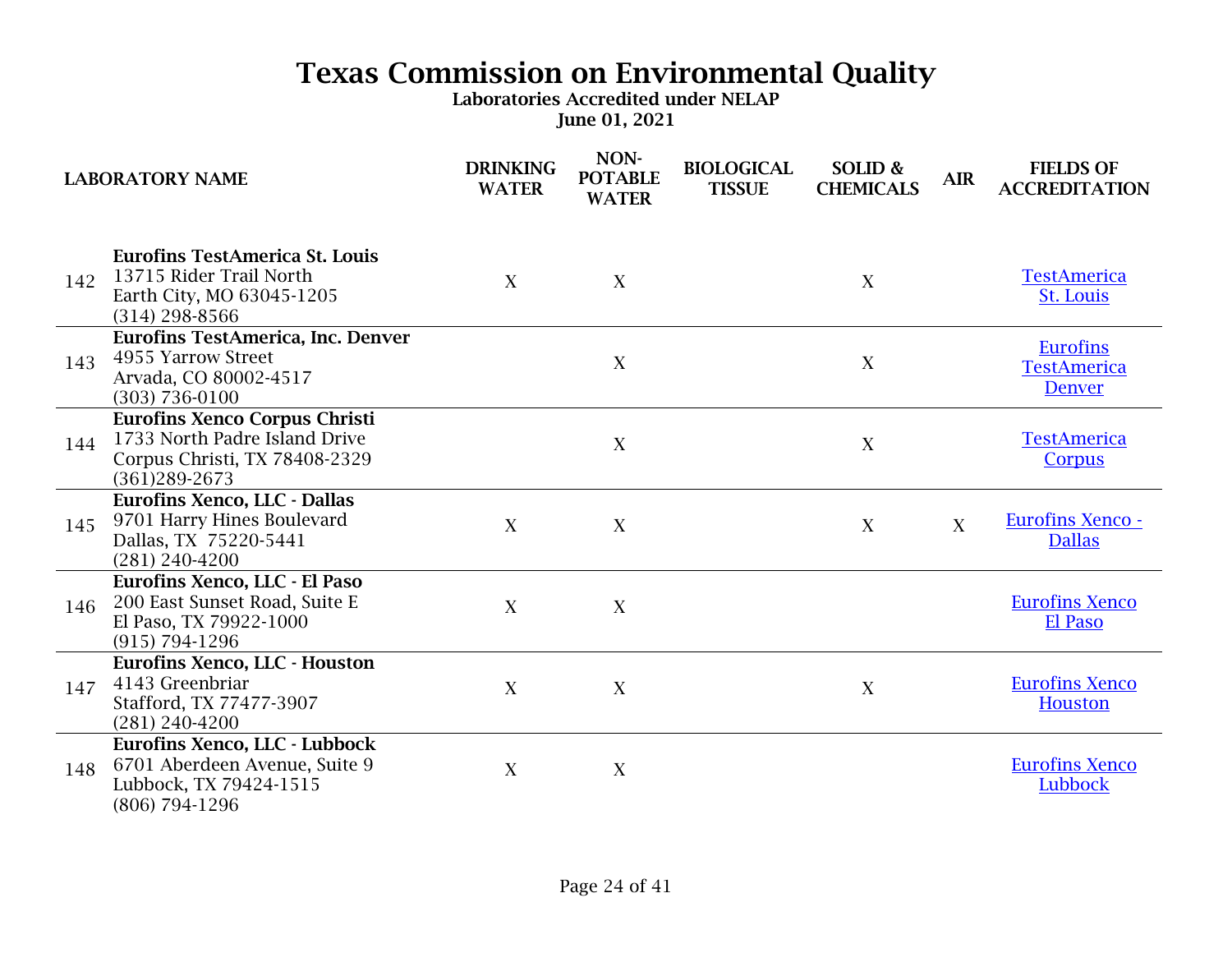# Texas Commission on Environmental Quality

**Laboratories Accredited under NELAP**

**June 01, 2021**

| | LABORATORY NAME | DRINKING WATER | NON-POTABLE WATER | BIOLOGICAL TISSUE | SOLID & CHEMICALS | AIR | FIELDS OF ACCREDITATION |
|---|---|---|---|---|---|---|---|
| 142 | **Eurofins TestAmerica St. Louis**<br>13715 Rider Trail North<br>Earth City, MO 63045-1205<br>(314) 298-8566 | X | X | | X | | TestAmerica St. Louis |
| 143 | **Eurofins TestAmerica, Inc. Denver**<br>4955 Yarrow Street<br>Arvada, CO 80002-4517<br>(303) 736-0100 | | X | | X | | Eurofins TestAmerica Denver |
| 144 | **Eurofins Xenco Corpus Christi**<br>1733 North Padre Island Drive<br>Corpus Christi, TX 78408-2329<br>(361)289-2673 | | X | | X | | TestAmerica Corpus |
| 145 | **Eurofins Xenco, LLC - Dallas**<br>9701 Harry Hines Boulevard<br>Dallas, TX 75220-5441<br>(281) 240-4200 | X | X | | X | X | Eurofins Xenco - Dallas |
| 146 | **Eurofins Xenco, LLC - El Paso**<br>200 East Sunset Road, Suite E<br>El Paso, TX 79922-1000<br>(915) 794-1296 | X | X | | | | Eurofins Xenco El Paso |
| 147 | **Eurofins Xenco, LLC - Houston**<br>4143 Greenbriar<br>Stafford, TX 77477-3907<br>(281) 240-4200 | X | X | | X | | Eurofins Xenco Houston |
| 148 | **Eurofins Xenco, LLC - Lubbock**<br>6701 Aberdeen Avenue, Suite 9<br>Lubbock, TX 79424-1515<br>(806) 794-1296 | X | X | | | | Eurofins Xenco Lubbock |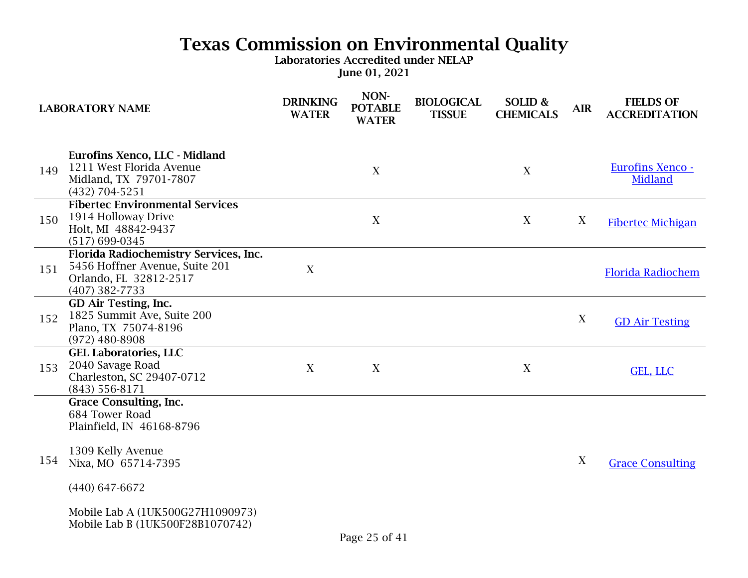# Texas Commission on Environmental Quality

**Laboratories Accredited under NELAP**

**June 01, 2021**

| | LABORATORY NAME | DRINKING WATER | NON-POTABLE WATER | BIOLOGICAL TISSUE | SOLID & CHEMICALS | AIR | FIELDS OF ACCREDITATION |
|---|---|---|---|---|---|---|---|
| 149 | **Eurofins Xenco, LLC - Midland**<br>1211 West Florida Avenue<br>Midland, TX 79701-7807<br>(432) 704-5251 | | X | | X | | Eurofins Xenco - Midland |
| 150 | **Fibertec Environmental Services**<br>1914 Holloway Drive<br>Holt, MI 48842-9437<br>(517) 699-0345 | | X | | X | X | Fibertec Michigan |
| 151 | **Florida Radiochemistry Services, Inc.**<br>5456 Hoffner Avenue, Suite 201<br>Orlando, FL 32812-2517<br>(407) 382-7733 | X | | | | | Florida Radiochem |
| 152 | **GD Air Testing, Inc.**<br>1825 Summit Ave, Suite 200<br>Plano, TX 75074-8196<br>(972) 480-8908 | | | | | X | GD Air Testing |
| 153 | **GEL Laboratories, LLC**<br>2040 Savage Road<br>Charleston, SC 29407-0712<br>(843) 556-8171 | X | X | | X | | GEL, LLC |
| 154 | **Grace Consulting, Inc.**<br>684 Tower Road<br>Plainfield, IN 46168-8796<br><br>1309 Kelly Avenue<br>Nixa, MO 65714-7395<br><br>(440) 647-6672<br><br>Mobile Lab A (1UK500G27H1090973)<br>Mobile Lab B (1UK500F28B1070742) | | | | | X | Grace Consulting |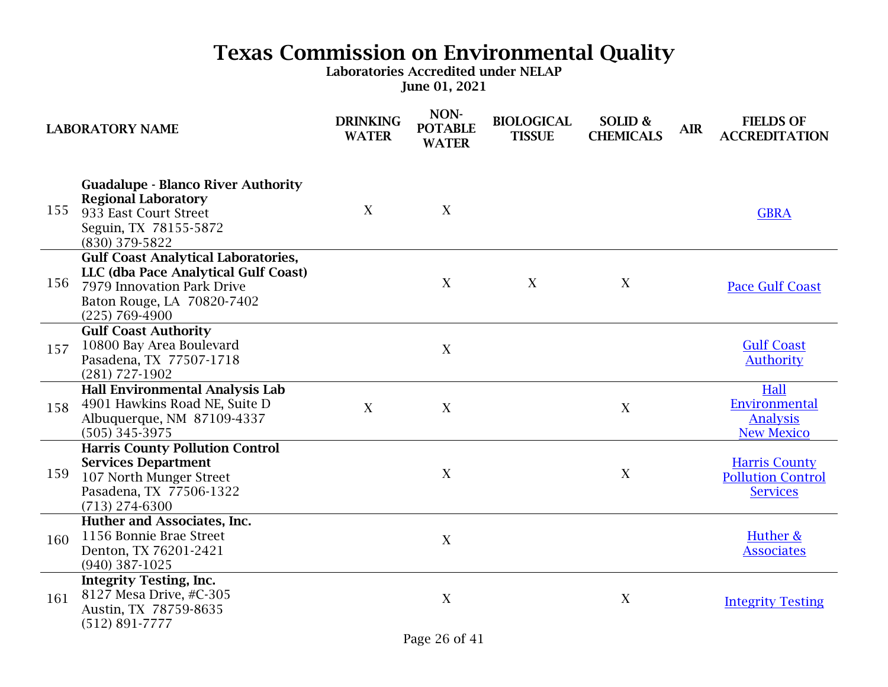# Texas Commission on Environmental Quality

**Laboratories Accredited under NELAP**

**June 01, 2021**

| | LABORATORY NAME | DRINKING WATER | NON-POTABLE WATER | BIOLOGICAL TISSUE | SOLID & CHEMICALS | AIR | FIELDS OF ACCREDITATION |
|---|---|---|---|---|---|---|---|
| 155 | **Guadalupe - Blanco River Authority Regional Laboratory**<br>933 East Court Street<br>Seguin, TX 78155-5872<br>(830) 379-5822 | X | X | | | | GBRA |
| 156 | **Gulf Coast Analytical Laboratories, LLC (dba Pace Analytical Gulf Coast)**<br>7979 Innovation Park Drive<br>Baton Rouge, LA 70820-7402<br>(225) 769-4900 | | X | X | X | | Pace Gulf Coast |
| 157 | **Gulf Coast Authority**<br>10800 Bay Area Boulevard<br>Pasadena, TX 77507-1718<br>(281) 727-1902 | | X | | | | Gulf Coast Authority |
| 158 | **Hall Environmental Analysis Lab**<br>4901 Hawkins Road NE, Suite D<br>Albuquerque, NM 87109-4337<br>(505) 345-3975 | X | X | | X | | Hall Environmental Analysis New Mexico |
| 159 | **Harris County Pollution Control Services Department**<br>107 North Munger Street<br>Pasadena, TX 77506-1322<br>(713) 274-6300 | | X | | X | | Harris County Pollution Control Services |
| 160 | **Huther and Associates, Inc.**<br>1156 Bonnie Brae Street<br>Denton, TX 76201-2421<br>(940) 387-1025 | | X | | | | Huther & Associates |
| 161 | **Integrity Testing, Inc.**<br>8127 Mesa Drive, #C-305<br>Austin, TX 78759-8635<br>(512) 891-7777 | | X | | X | | Integrity Testing |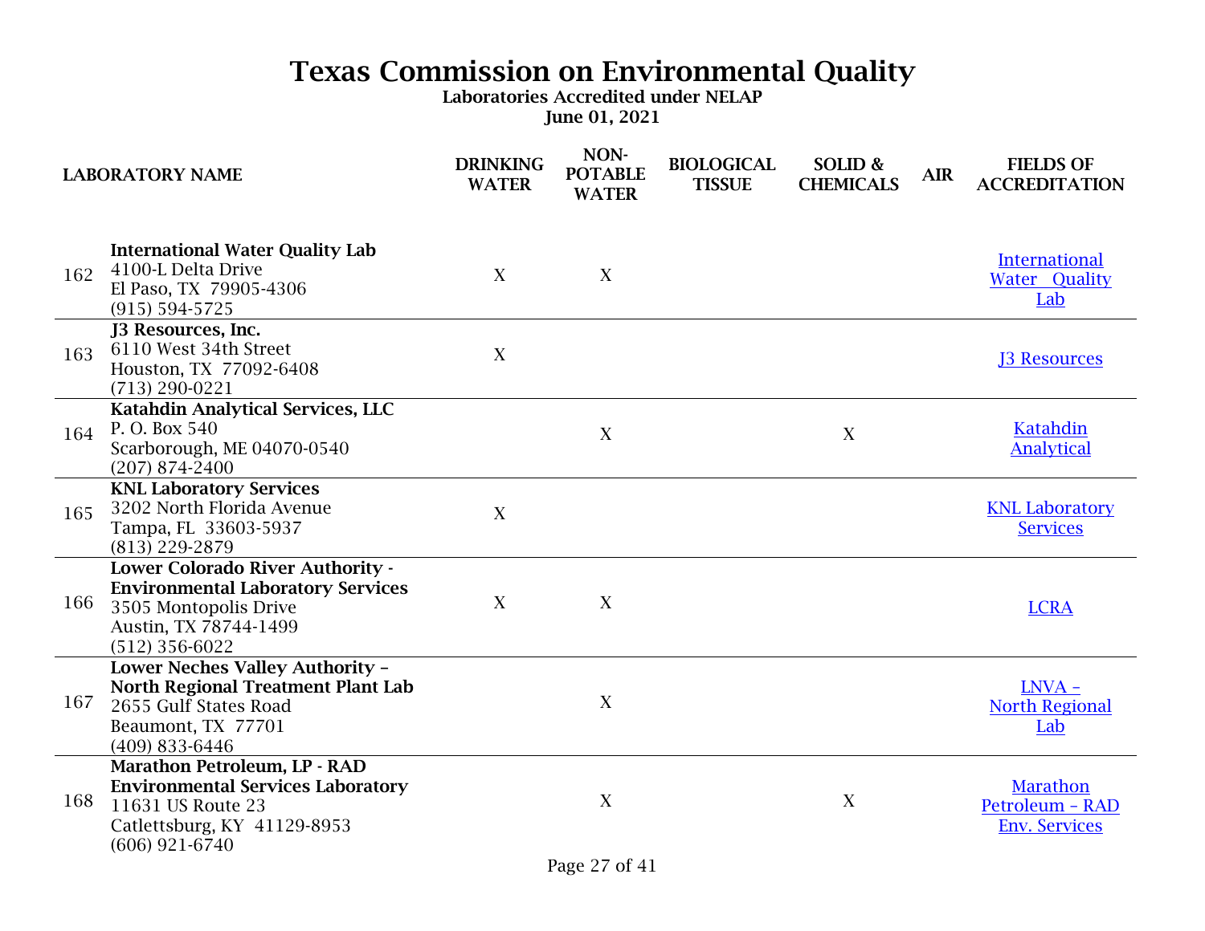# Texas Commission on Environmental Quality

**Laboratories Accredited under NELAP**

**June 01, 2021**

| | LABORATORY NAME | DRINKING WATER | NON-POTABLE WATER | BIOLOGICAL TISSUE | SOLID & CHEMICALS | AIR | FIELDS OF ACCREDITATION |
|---|---|---|---|---|---|---|---|
| 162 | **International Water Quality Lab**<br>4100-L Delta Drive<br>El Paso, TX 79905-4306<br>(915) 594-5725 | X | X | | | | International Water Quality Lab |
| 163 | **J3 Resources, Inc.**<br>6110 West 34th Street<br>Houston, TX 77092-6408<br>(713) 290-0221 | X | | | | | J3 Resources |
| 164 | **Katahdin Analytical Services, LLC**<br>P. O. Box 540<br>Scarborough, ME 04070-0540<br>(207) 874-2400 | | X | | X | | Katahdin Analytical |
| 165 | **KNL Laboratory Services**<br>3202 North Florida Avenue<br>Tampa, FL 33603-5937<br>(813) 229-2879 | X | | | | | KNL Laboratory Services |
| 166 | **Lower Colorado River Authority - Environmental Laboratory Services**<br>3505 Montopolis Drive<br>Austin, TX 78744-1499<br>(512) 356-6022 | X | X | | | | LCRA |
| 167 | **Lower Neches Valley Authority – North Regional Treatment Plant Lab**<br>2655 Gulf States Road<br>Beaumont, TX 77701<br>(409) 833-6446 | | X | | | | LNVA – North Regional Lab |
| 168 | **Marathon Petroleum, LP - RAD Environmental Services Laboratory**<br>11631 US Route 23<br>Catlettsburg, KY 41129-8953<br>(606) 921-6740 | | X | | X | | Marathon Petroleum – RAD Env. Services |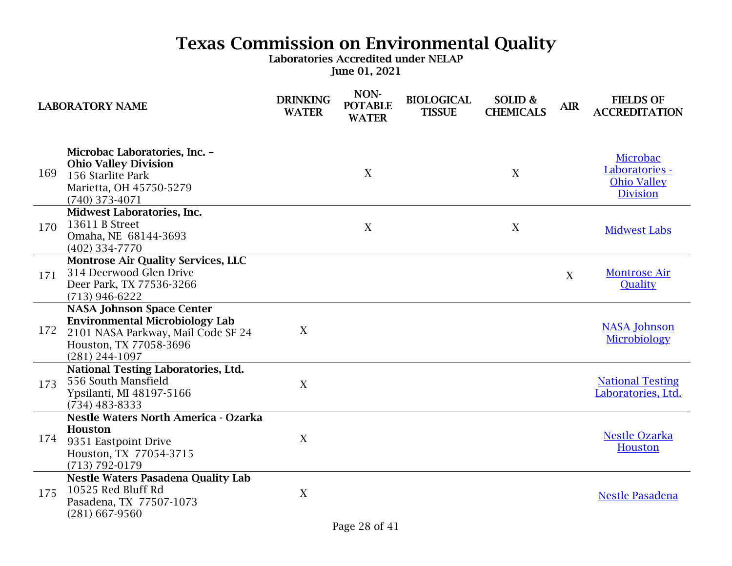# Texas Commission on Environmental Quality

**Laboratories Accredited under NELAP**

**June 01, 2021**

| | LABORATORY NAME | DRINKING WATER | NON-POTABLE WATER | BIOLOGICAL TISSUE | SOLID & CHEMICALS | AIR | FIELDS OF ACCREDITATION |
|---|---|---|---|---|---|---|---|
| 169 | **Microbac Laboratories, Inc. – Ohio Valley Division** 156 Starlite Park Marietta, OH 45750-5279 (740) 373-4071 | | X | | X | | Microbac Laboratories - Ohio Valley Division |
| 170 | **Midwest Laboratories, Inc.** 13611 B Street Omaha, NE 68144-3693 (402) 334-7770 | | X | | X | | Midwest Labs |
| 171 | **Montrose Air Quality Services, LLC** 314 Deerwood Glen Drive Deer Park, TX 77536-3266 (713) 946-6222 | | | | | X | Montrose Air Quality |
| 172 | **NASA Johnson Space Center Environmental Microbiology Lab** 2101 NASA Parkway, Mail Code SF 24 Houston, TX 77058-3696 (281) 244-1097 | X | | | | | NASA Johnson Microbiology |
| 173 | **National Testing Laboratories, Ltd.** 556 South Mansfield Ypsilanti, MI 48197-5166 (734) 483-8333 | X | | | | | National Testing Laboratories, Ltd. |
| 174 | **Nestle Waters North America - Ozarka Houston** 9351 Eastpoint Drive Houston, TX 77054-3715 (713) 792-0179 | X | | | | | Nestle Ozarka Houston |
| 175 | **Nestle Waters Pasadena Quality Lab** 10525 Red Bluff Rd Pasadena, TX 77507-1073 (281) 667-9560 | X | | | | | Nestle Pasadena |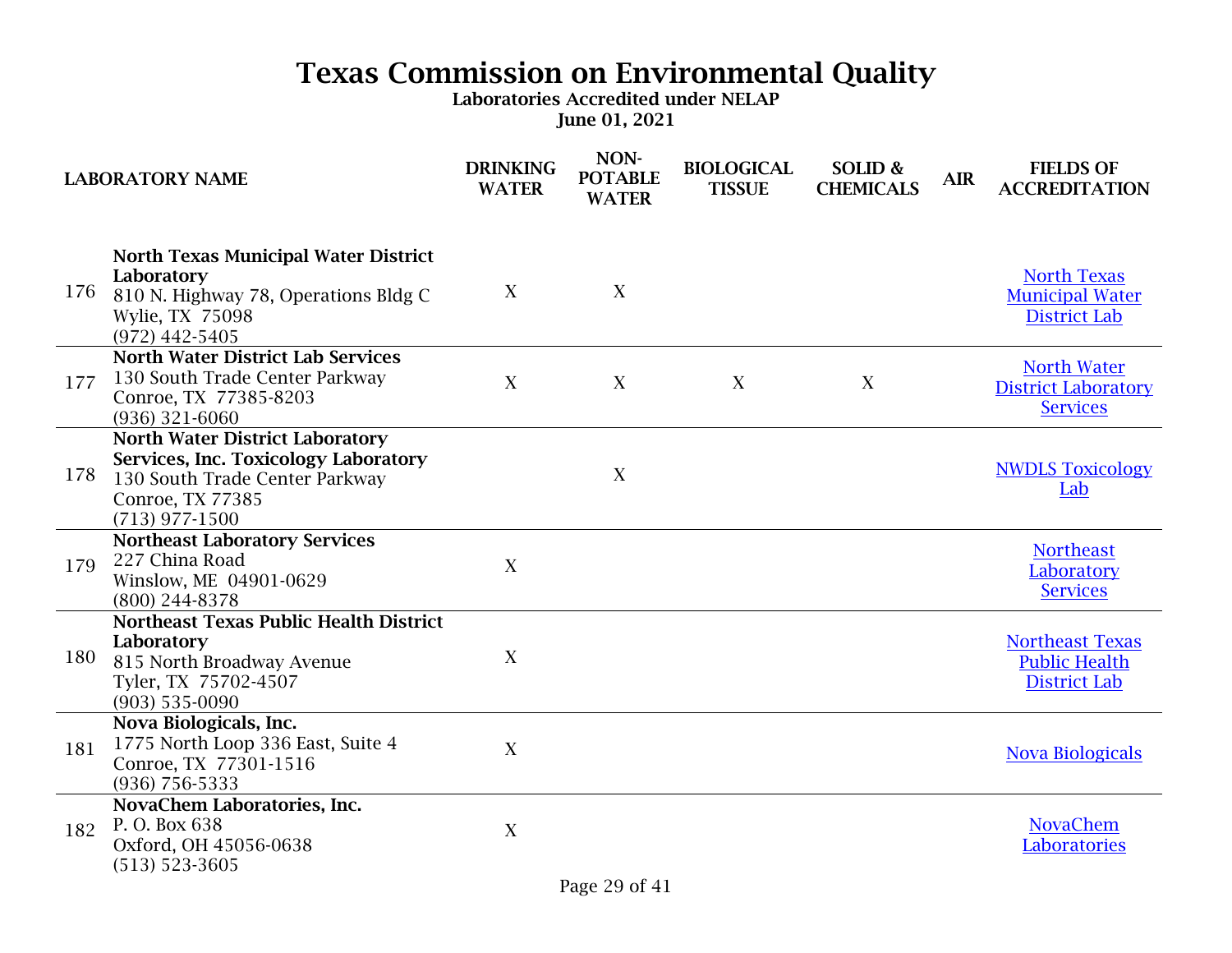# Texas Commission on Environmental Quality

**Laboratories Accredited under NELAP**

**June 01, 2021**

| | LABORATORY NAME | DRINKING WATER | NON-POTABLE WATER | BIOLOGICAL TISSUE | SOLID & CHEMICALS | AIR | FIELDS OF ACCREDITATION |
|---|---|---|---|---|---|---|---|
| 176 | **North Texas Municipal Water District Laboratory**<br>810 N. Highway 78, Operations Bldg C<br>Wylie, TX 75098<br>(972) 442-5405 | X | X | | | | North Texas Municipal Water District Lab |
| 177 | **North Water District Lab Services**<br>130 South Trade Center Parkway<br>Conroe, TX 77385-8203<br>(936) 321-6060 | X | X | X | X | | North Water District Laboratory Services |
| 178 | **North Water District Laboratory Services, Inc. Toxicology Laboratory**<br>130 South Trade Center Parkway<br>Conroe, TX 77385<br>(713) 977-1500 | | X | | | | NWDLS Toxicology Lab |
| 179 | **Northeast Laboratory Services**<br>227 China Road<br>Winslow, ME 04901-0629<br>(800) 244-8378 | X | | | | | Northeast Laboratory Services |
| 180 | **Northeast Texas Public Health District Laboratory**<br>815 North Broadway Avenue<br>Tyler, TX 75702-4507<br>(903) 535-0090 | X | | | | | Northeast Texas Public Health District Lab |
| 181 | **Nova Biologicals, Inc.**<br>1775 North Loop 336 East, Suite 4<br>Conroe, TX 77301-1516<br>(936) 756-5333 | X | | | | | Nova Biologicals |
| 182 | **NovaChem Laboratories, Inc.**<br>P. O. Box 638<br>Oxford, OH 45056-0638<br>(513) 523-3605 | X | | | | | NovaChem Laboratories |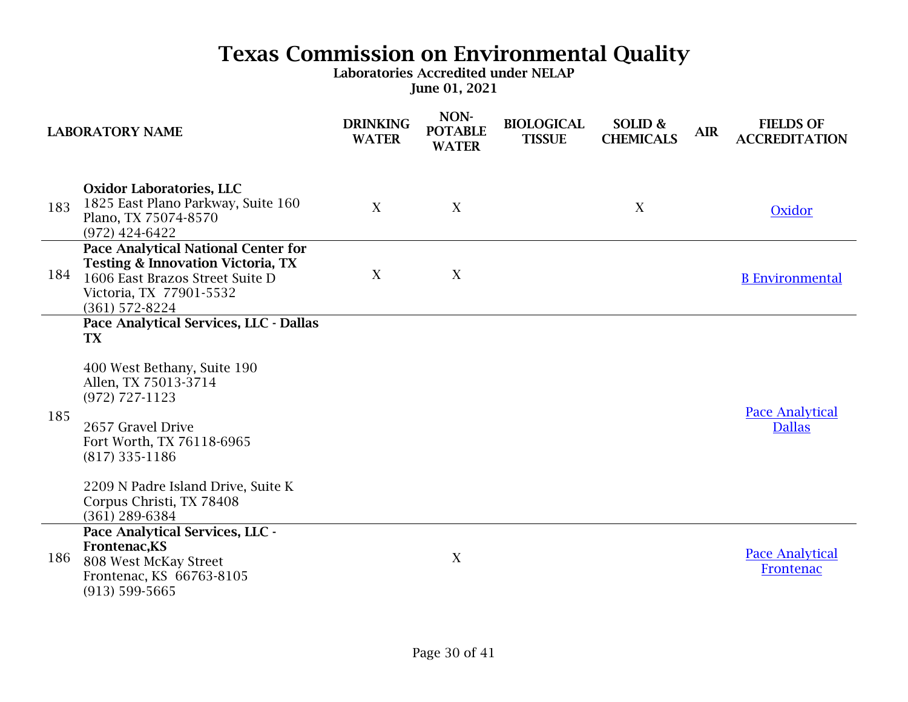# Texas Commission on Environmental Quality

**Laboratories Accredited under NELAP**

**June 01, 2021**

| | LABORATORY NAME | DRINKING WATER | NON-POTABLE WATER | BIOLOGICAL TISSUE | SOLID & CHEMICALS | AIR | FIELDS OF ACCREDITATION |
|---|---|---|---|---|---|---|---|
| 183 | **Oxidor Laboratories, LLC**<br>1825 East Plano Parkway, Suite 160<br>Plano, TX 75074-8570<br>(972) 424-6422 | X | X | | X | | Oxidor |
| 184 | **Pace Analytical National Center for Testing & Innovation Victoria, TX**<br>1606 East Brazos Street Suite D<br>Victoria, TX 77901-5532<br>(361) 572-8224 | X | X | | | | B Environmental |
| 185 | **Pace Analytical Services, LLC - Dallas TX**<br><br>400 West Bethany, Suite 190<br>Allen, TX 75013-3714<br>(972) 727-1123<br><br>2657 Gravel Drive<br>Fort Worth, TX 76118-6965<br>(817) 335-1186<br><br>2209 N Padre Island Drive, Suite K<br>Corpus Christi, TX 78408<br>(361) 289-6384 | | | | | | Pace Analytical Dallas |
| 186 | **Pace Analytical Services, LLC - Frontenac,KS**<br>808 West McKay Street<br>Frontenac, KS 66763-8105<br>(913) 599-5665 | | X | | | | Pace Analytical Frontenac |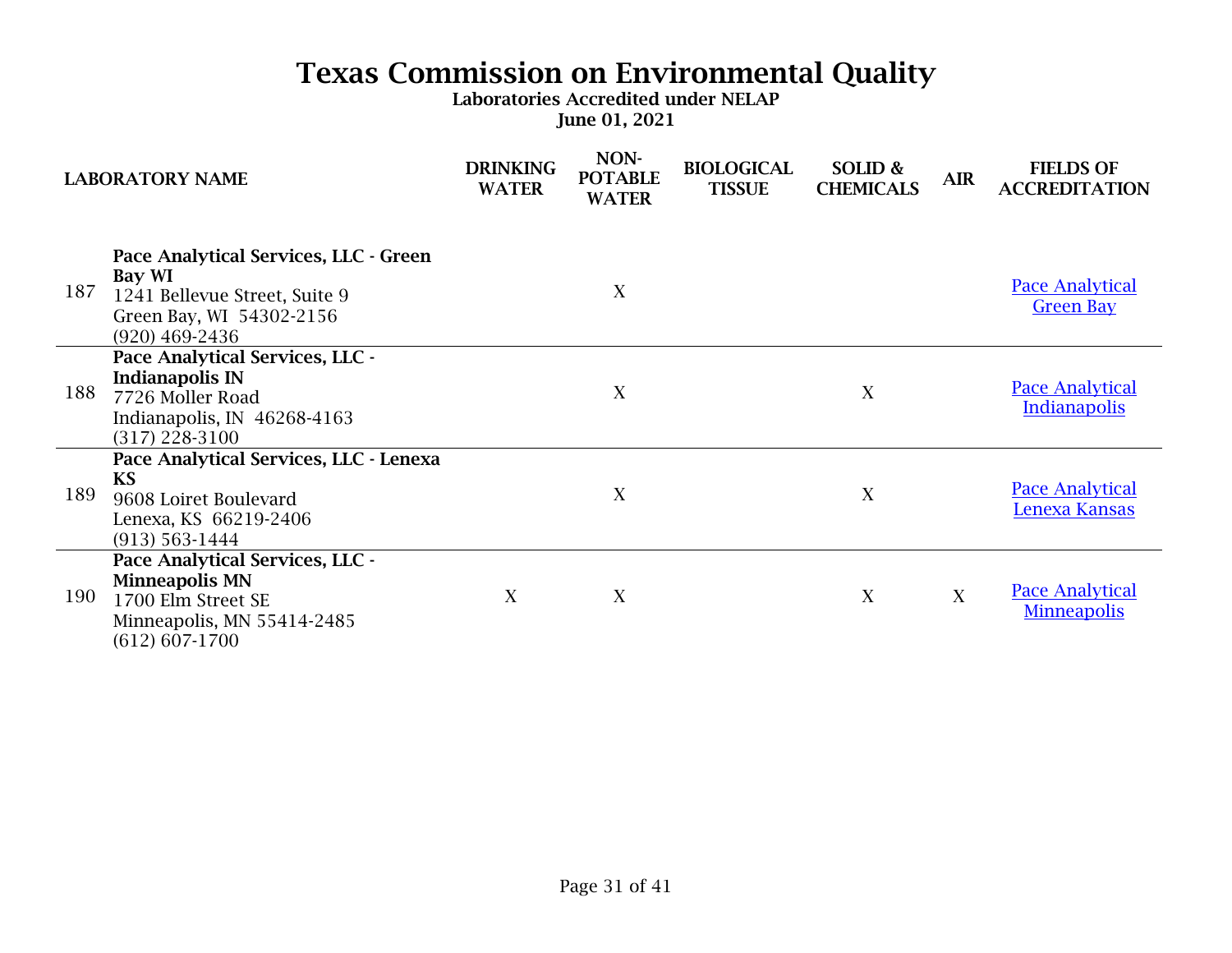# Texas Commission on Environmental Quality

**Laboratories Accredited under NELAP**

**June 01, 2021**

| | LABORATORY NAME | DRINKING WATER | NON-POTABLE WATER | BIOLOGICAL TISSUE | SOLID & CHEMICALS | AIR | FIELDS OF ACCREDITATION |
|---|---|---|---|---|---|---|---|
| 187 | **Pace Analytical Services, LLC - Green Bay WI**<br>1241 Bellevue Street, Suite 9<br>Green Bay, WI 54302-2156<br>(920) 469-2436 | | X | | | | Pace Analytical Green Bay |
| 188 | **Pace Analytical Services, LLC - Indianapolis IN**<br>7726 Moller Road<br>Indianapolis, IN 46268-4163<br>(317) 228-3100 | | X | | X | | Pace Analytical Indianapolis |
| 189 | **Pace Analytical Services, LLC - Lenexa KS**<br>9608 Loiret Boulevard<br>Lenexa, KS 66219-2406<br>(913) 563-1444 | | X | | X | | Pace Analytical Lenexa Kansas |
| 190 | **Pace Analytical Services, LLC - Minneapolis MN**<br>1700 Elm Street SE<br>Minneapolis, MN 55414-2485<br>(612) 607-1700 | X | X | | X | X | Pace Analytical Minneapolis |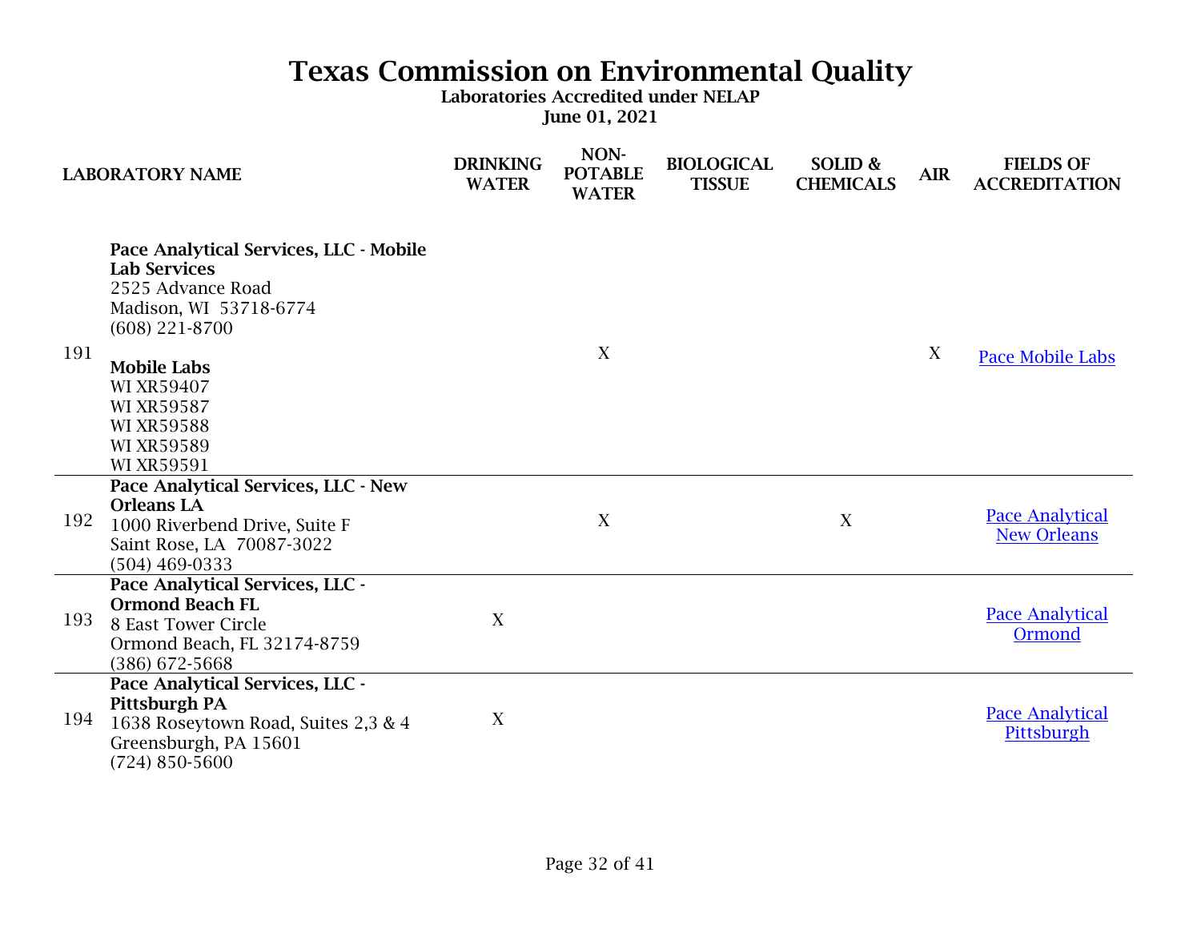# Texas Commission on Environmental Quality

**Laboratories Accredited under NELAP**

**June 01, 2021**

| | LABORATORY NAME | DRINKING WATER | NON-POTABLE WATER | BIOLOGICAL TISSUE | SOLID & CHEMICALS | AIR | FIELDS OF ACCREDITATION |
|---|---|---|---|---|---|---|---|
| 191 | **Pace Analytical Services, LLC - Mobile Lab Services**<br>2525 Advance Road<br>Madison, WI 53718-6774<br>(608) 221-8700<br><br>**Mobile Labs**<br>WI XR59407<br>WI XR59587<br>WI XR59588<br>WI XR59589<br>WI XR59591 | | X | | | X | Pace Mobile Labs |
| 192 | **Pace Analytical Services, LLC - New Orleans LA**<br>1000 Riverbend Drive, Suite F<br>Saint Rose, LA 70087-3022<br>(504) 469-0333 | | X | | X | | Pace Analytical New Orleans |
| 193 | **Pace Analytical Services, LLC - Ormond Beach FL**<br>8 East Tower Circle<br>Ormond Beach, FL 32174-8759<br>(386) 672-5668 | X | | | | | Pace Analytical Ormond |
| 194 | **Pace Analytical Services, LLC - Pittsburgh PA**<br>1638 Roseytown Road, Suites 2,3 & 4<br>Greensburgh, PA 15601<br>(724) 850-5600 | X | | | | | Pace Analytical Pittsburgh |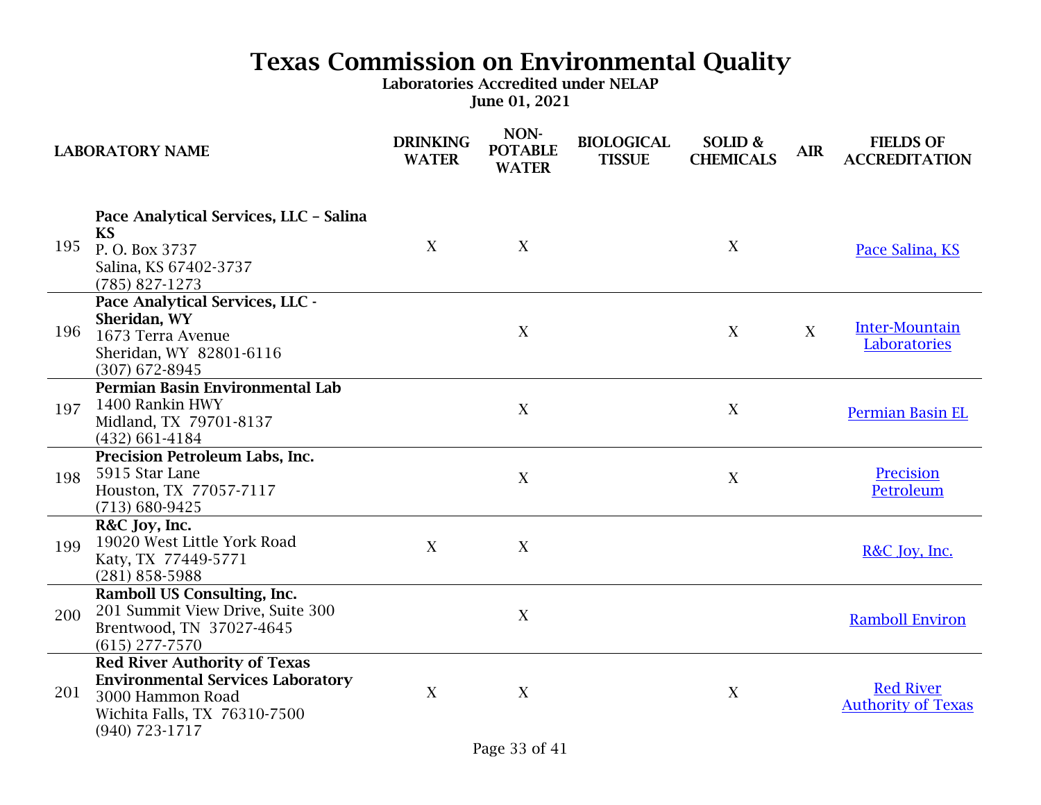# Texas Commission on Environmental Quality

**Laboratories Accredited under NELAP**

**June 01, 2021**

| | LABORATORY NAME | DRINKING WATER | NON-POTABLE WATER | BIOLOGICAL TISSUE | SOLID & CHEMICALS | AIR | FIELDS OF ACCREDITATION |
|---|---|---|---|---|---|---|---|
| 195 | **Pace Analytical Services, LLC – Salina KS**<br>P. O. Box 3737<br>Salina, KS 67402-3737<br>(785) 827-1273 | X | X | | X | | Pace Salina, KS |
| 196 | **Pace Analytical Services, LLC - Sheridan, WY**<br>1673 Terra Avenue<br>Sheridan, WY 82801-6116<br>(307) 672-8945 | | X | | X | X | Inter-Mountain Laboratories |
| 197 | **Permian Basin Environmental Lab**<br>1400 Rankin HWY<br>Midland, TX 79701-8137<br>(432) 661-4184 | | X | | X | | Permian Basin EL |
| 198 | **Precision Petroleum Labs, Inc.**<br>5915 Star Lane<br>Houston, TX 77057-7117<br>(713) 680-9425 | | X | | X | | Precision Petroleum |
| 199 | **R&C Joy, Inc.**<br>19020 West Little York Road<br>Katy, TX 77449-5771<br>(281) 858-5988 | X | X | | | | R&C Joy, Inc. |
| 200 | **Ramboll US Consulting, Inc.**<br>201 Summit View Drive, Suite 300<br>Brentwood, TN 37027-4645<br>(615) 277-7570 | | X | | | | Ramboll Environ |
| 201 | **Red River Authority of Texas Environmental Services Laboratory**<br>3000 Hammon Road<br>Wichita Falls, TX 76310-7500<br>(940) 723-1717 | X | X | | X | | Red River Authority of Texas |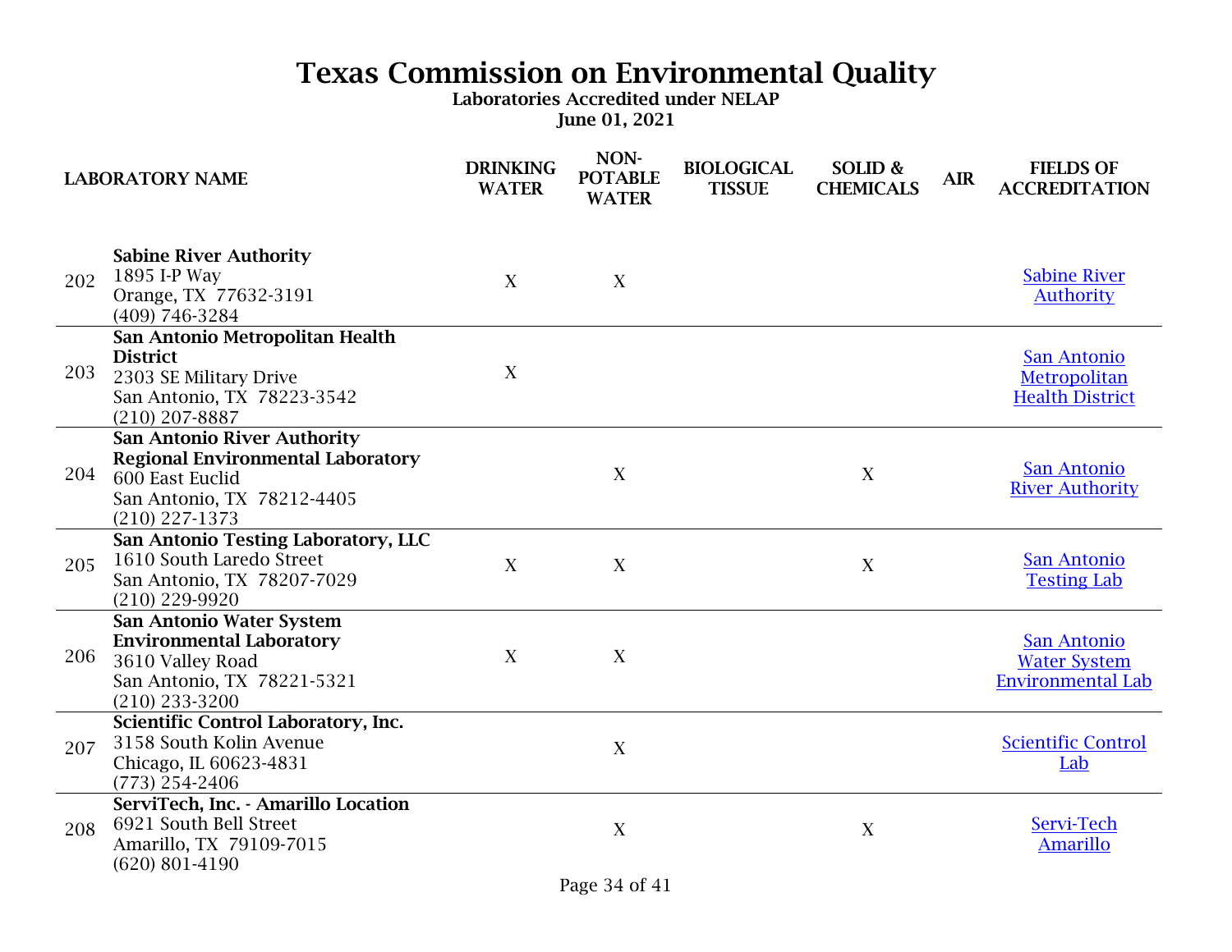# Texas Commission on Environmental Quality

**Laboratories Accredited under NELAP**

**June 01, 2021**

| | LABORATORY NAME | DRINKING WATER | NON-POTABLE WATER | BIOLOGICAL TISSUE | SOLID & CHEMICALS | AIR | FIELDS OF ACCREDITATION |
|---|---|---|---|---|---|---|---|
| 202 | **Sabine River Authority**<br>1895 I-P Way<br>Orange, TX 77632-3191<br>(409) 746-3284 | X | X | | | | Sabine River Authority |
| 203 | **San Antonio Metropolitan Health District**<br>2303 SE Military Drive<br>San Antonio, TX 78223-3542<br>(210) 207-8887 | X | | | | | San Antonio Metropolitan Health District |
| 204 | **San Antonio River Authority Regional Environmental Laboratory**<br>600 East Euclid<br>San Antonio, TX 78212-4405<br>(210) 227-1373 | | X | | X | | San Antonio River Authority |
| 205 | **San Antonio Testing Laboratory, LLC**<br>1610 South Laredo Street<br>San Antonio, TX 78207-7029<br>(210) 229-9920 | X | X | | X | | San Antonio Testing Lab |
| 206 | **San Antonio Water System Environmental Laboratory**<br>3610 Valley Road<br>San Antonio, TX 78221-5321<br>(210) 233-3200 | X | X | | | | San Antonio Water System Environmental Lab |
| 207 | **Scientific Control Laboratory, Inc.**<br>3158 South Kolin Avenue<br>Chicago, IL 60623-4831<br>(773) 254-2406 | | X | | | | Scientific Control Lab |
| 208 | **ServiTech, Inc. - Amarillo Location**<br>6921 South Bell Street<br>Amarillo, TX 79109-7015<br>(620) 801-4190 | | X | | X | | Servi-Tech Amarillo |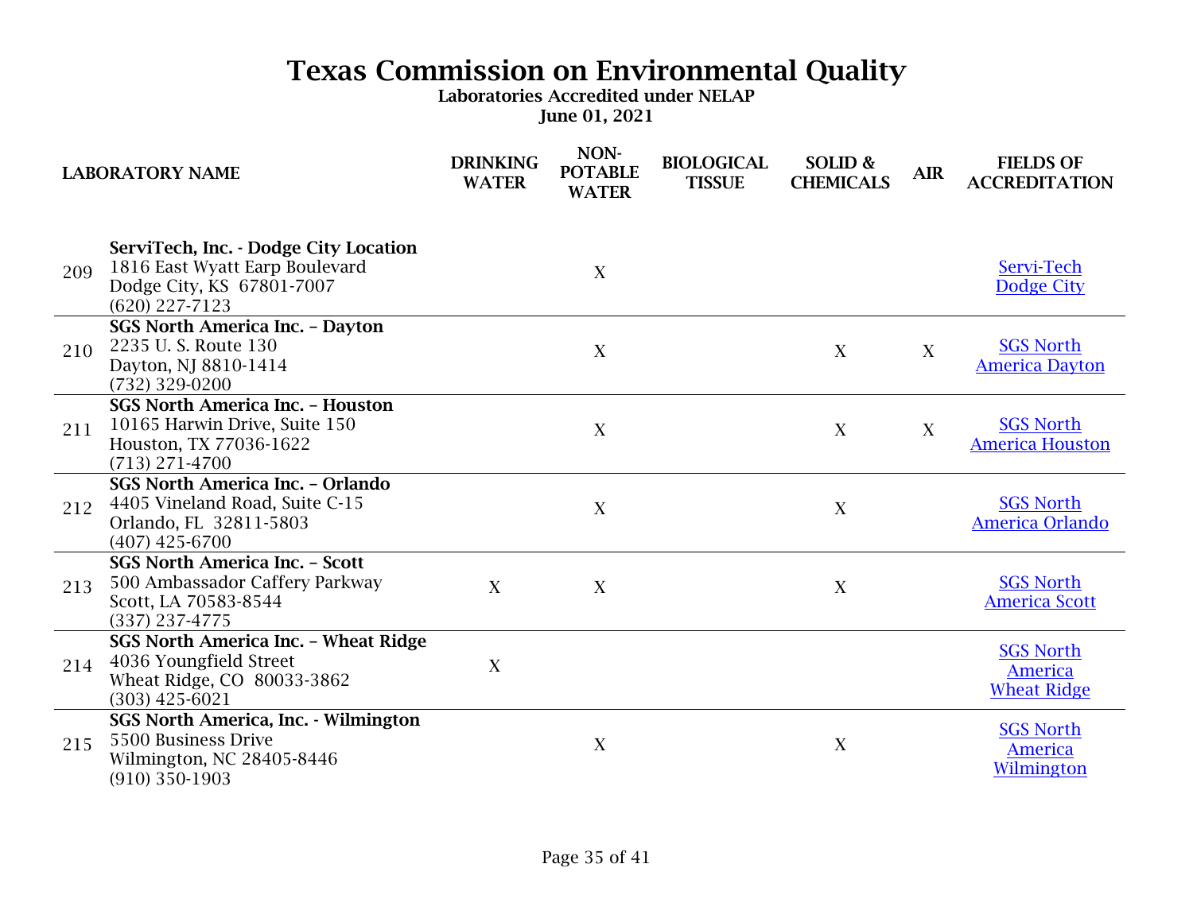# Texas Commission on Environmental Quality

**Laboratories Accredited under NELAP**

**June 01, 2021**

| | LABORATORY NAME | DRINKING WATER | NON-POTABLE WATER | BIOLOGICAL TISSUE | SOLID & CHEMICALS | AIR | FIELDS OF ACCREDITATION |
|---|---|---|---|---|---|---|---|
| 209 | **ServiTech, Inc. - Dodge City Location**<br>1816 East Wyatt Earp Boulevard<br>Dodge City, KS 67801-7007<br>(620) 227-7123 | | X | | | | Servi-Tech Dodge City |
| 210 | **SGS North America Inc. – Dayton**<br>2235 U. S. Route 130<br>Dayton, NJ 8810-1414<br>(732) 329-0200 | | X | | X | X | SGS North America Dayton |
| 211 | **SGS North America Inc. – Houston**<br>10165 Harwin Drive, Suite 150<br>Houston, TX 77036-1622<br>(713) 271-4700 | | X | | X | X | SGS North America Houston |
| 212 | **SGS North America Inc. – Orlando**<br>4405 Vineland Road, Suite C-15<br>Orlando, FL 32811-5803<br>(407) 425-6700 | | X | | X | | SGS North America Orlando |
| 213 | **SGS North America Inc. – Scott**<br>500 Ambassador Caffery Parkway<br>Scott, LA 70583-8544<br>(337) 237-4775 | X | X | | X | | SGS North America Scott |
| 214 | **SGS North America Inc. – Wheat Ridge**<br>4036 Youngfield Street<br>Wheat Ridge, CO 80033-3862<br>(303) 425-6021 | X | | | | | SGS North America Wheat Ridge |
| 215 | **SGS North America, Inc. - Wilmington**<br>5500 Business Drive<br>Wilmington, NC 28405-8446<br>(910) 350-1903 | | X | | X | | SGS North America Wilmington |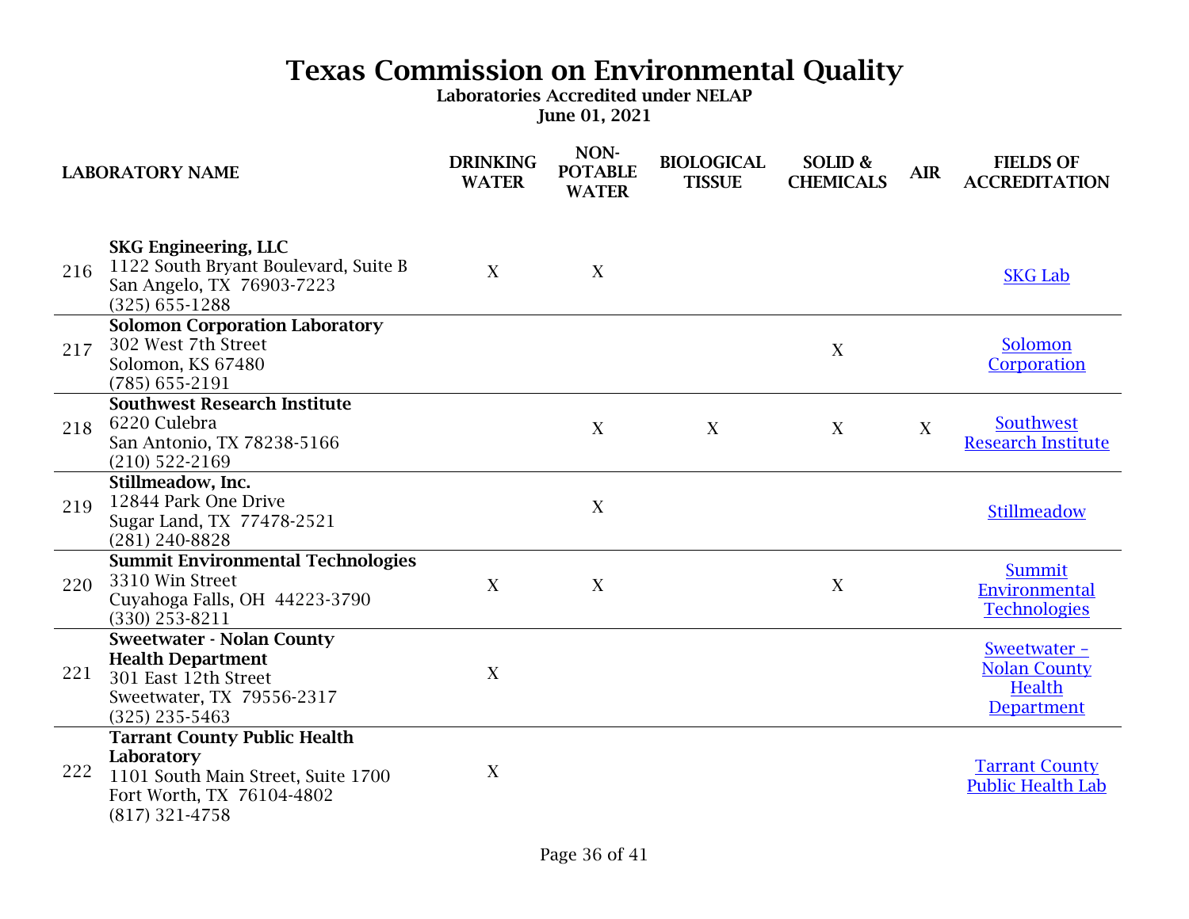# Texas Commission on Environmental Quality

**Laboratories Accredited under NELAP**

**June 01, 2021**

| | LABORATORY NAME | DRINKING WATER | NON-POTABLE WATER | BIOLOGICAL TISSUE | SOLID & CHEMICALS | AIR | FIELDS OF ACCREDITATION |
|---|---|---|---|---|---|---|---|
| 216 | **SKG Engineering, LLC**<br>1122 South Bryant Boulevard, Suite B<br>San Angelo, TX 76903-7223<br>(325) 655-1288 | X | X | | | | SKG Lab |
| 217 | **Solomon Corporation Laboratory**<br>302 West 7th Street<br>Solomon, KS 67480<br>(785) 655-2191 | | | | X | | Solomon Corporation |
| 218 | **Southwest Research Institute**<br>6220 Culebra<br>San Antonio, TX 78238-5166<br>(210) 522-2169 | | X | X | X | X | Southwest Research Institute |
| 219 | **Stillmeadow, Inc.**<br>12844 Park One Drive<br>Sugar Land, TX 77478-2521<br>(281) 240-8828 | | X | | | | Stillmeadow |
| 220 | **Summit Environmental Technologies**<br>3310 Win Street<br>Cuyahoga Falls, OH 44223-3790<br>(330) 253-8211 | X | X | | X | | Summit Environmental Technologies |
| 221 | **Sweetwater - Nolan County Health Department**<br>301 East 12th Street<br>Sweetwater, TX 79556-2317<br>(325) 235-5463 | X | | | | | Sweetwater – Nolan County Health Department |
| 222 | **Tarrant County Public Health Laboratory**<br>1101 South Main Street, Suite 1700<br>Fort Worth, TX 76104-4802<br>(817) 321-4758 | X | | | | | Tarrant County Public Health Lab |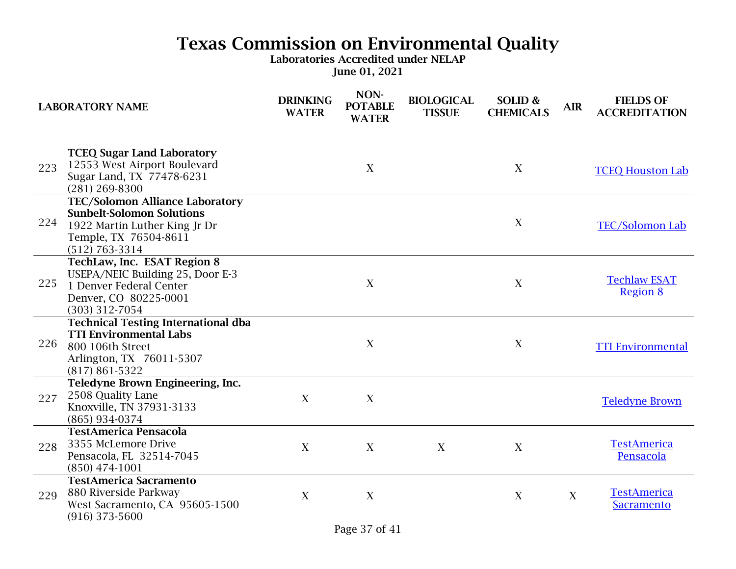# Texas Commission on Environmental Quality

**Laboratories Accredited under NELAP**

**June 01, 2021**

| | LABORATORY NAME | DRINKING WATER | NON-POTABLE WATER | BIOLOGICAL TISSUE | SOLID & CHEMICALS | AIR | FIELDS OF ACCREDITATION |
|---|---|---|---|---|---|---|---|
| 223 | **TCEQ Sugar Land Laboratory**<br>12553 West Airport Boulevard<br>Sugar Land, TX 77478-6231<br>(281) 269-8300 | | X | | X | | TCEQ Houston Lab |
| 224 | **TEC/Solomon Alliance Laboratory**<br>**Sunbelt-Solomon Solutions**<br>1922 Martin Luther King Jr Dr<br>Temple, TX 76504-8611<br>(512) 763-3314 | | | | X | | TEC/Solomon Lab |
| 225 | **TechLaw, Inc. ESAT Region 8**<br>USEPA/NEIC Building 25, Door E-3<br>1 Denver Federal Center<br>Denver, CO 80225-0001<br>(303) 312-7054 | | X | | X | | Techlaw ESAT Region 8 |
| 226 | **Technical Testing International dba**<br>**TTI Environmental Labs**<br>800 106th Street<br>Arlington, TX 76011-5307<br>(817) 861-5322 | | X | | X | | TTI Environmental |
| 227 | **Teledyne Brown Engineering, Inc.**<br>2508 Quality Lane<br>Knoxville, TN 37931-3133<br>(865) 934-0374 | X | X | | | | Teledyne Brown |
| 228 | **TestAmerica Pensacola**<br>3355 McLemore Drive<br>Pensacola, FL 32514-7045<br>(850) 474-1001 | X | X | X | X | | TestAmerica Pensacola |
| 229 | **TestAmerica Sacramento**<br>880 Riverside Parkway<br>West Sacramento, CA 95605-1500<br>(916) 373-5600 | X | X | | X | X | TestAmerica Sacramento |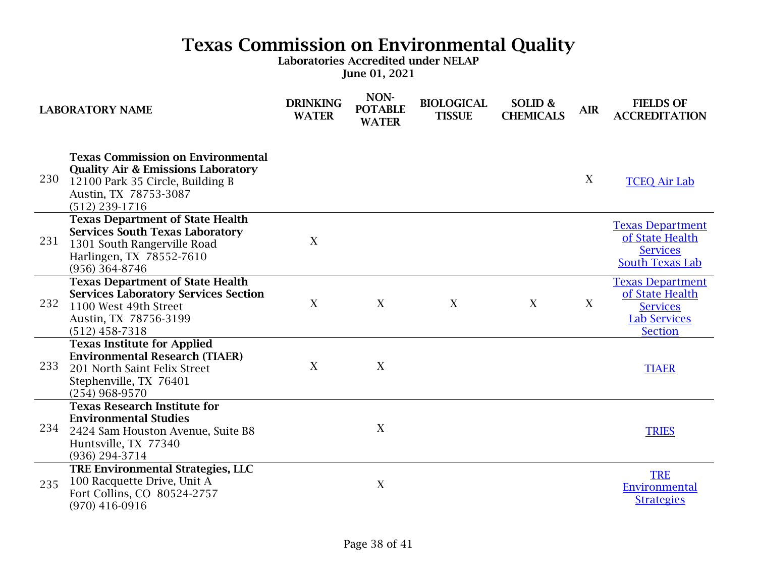# Texas Commission on Environmental Quality

**Laboratories Accredited under NELAP**

**June 01, 2021**

| | LABORATORY NAME | DRINKING WATER | NON-POTABLE WATER | BIOLOGICAL TISSUE | SOLID & CHEMICALS | AIR | FIELDS OF ACCREDITATION |
|---|---|---|---|---|---|---|---|
| 230 | **Texas Commission on Environmental Quality Air & Emissions Laboratory** 12100 Park 35 Circle, Building B Austin, TX 78753-3087 (512) 239-1716 | | | | | X | TCEQ Air Lab |
| 231 | **Texas Department of State Health Services South Texas Laboratory** 1301 South Rangerville Road Harlingen, TX 78552-7610 (956) 364-8746 | X | | | | | Texas Department of State Health Services South Texas Lab |
| 232 | **Texas Department of State Health Services Laboratory Services Section** 1100 West 49th Street Austin, TX 78756-3199 (512) 458-7318 | X | X | X | X | X | Texas Department of State Health Services Lab Services Section |
| 233 | **Texas Institute for Applied Environmental Research (TIAER)** 201 North Saint Felix Street Stephenville, TX 76401 (254) 968-9570 | X | X | | | | TIAER |
| 234 | **Texas Research Institute for Environmental Studies** 2424 Sam Houston Avenue, Suite B8 Huntsville, TX 77340 (936) 294-3714 | | X | | | | TRIES |
| 235 | **TRE Environmental Strategies, LLC** 100 Racquette Drive, Unit A Fort Collins, CO 80524-2757 (970) 416-0916 | | X | | | | TRE Environmental Strategies |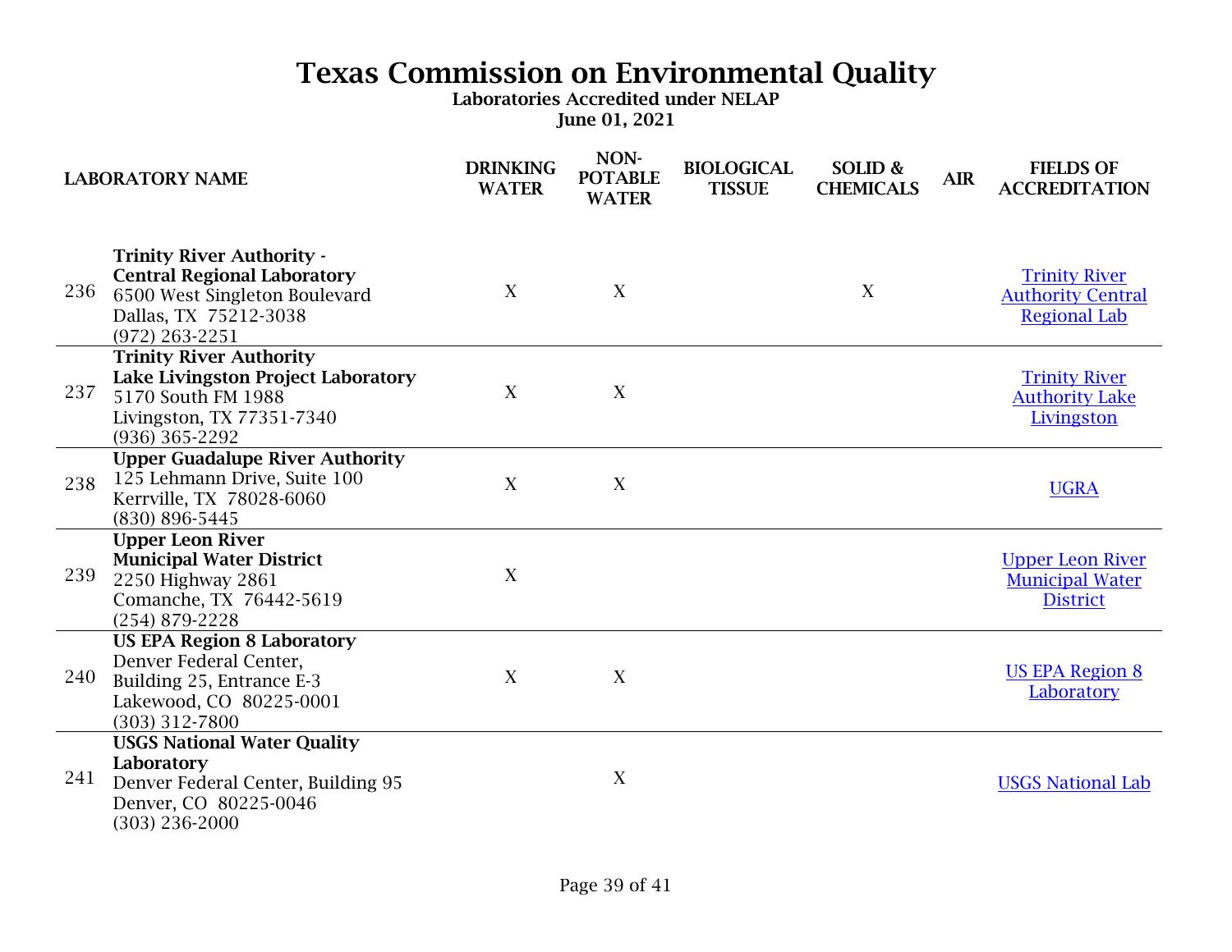# Texas Commission on Environmental Quality

**Laboratories Accredited under NELAP**

**June 01, 2021**

| | LABORATORY NAME | DRINKING WATER | NON-POTABLE WATER | BIOLOGICAL TISSUE | SOLID & CHEMICALS | AIR | FIELDS OF ACCREDITATION |
|---|---|---|---|---|---|---|---|
| 236 | **Trinity River Authority - Central Regional Laboratory** 6500 West Singleton Boulevard Dallas, TX 75212-3038 (972) 263-2251 | X | X | | X | | Trinity River Authority Central Regional Lab |
| 237 | **Trinity River Authority Lake Livingston Project Laboratory** 5170 South FM 1988 Livingston, TX 77351-7340 (936) 365-2292 | X | X | | | | Trinity River Authority Lake Livingston |
| 238 | **Upper Guadalupe River Authority** 125 Lehmann Drive, Suite 100 Kerrville, TX 78028-6060 (830) 896-5445 | X | X | | | | UGRA |
| 239 | **Upper Leon River Municipal Water District** 2250 Highway 2861 Comanche, TX 76442-5619 (254) 879-2228 | X | | | | | Upper Leon River Municipal Water District |
| 240 | **US EPA Region 8 Laboratory** Denver Federal Center, Building 25, Entrance E-3 Lakewood, CO 80225-0001 (303) 312-7800 | X | X | | | | US EPA Region 8 Laboratory |
| 241 | **USGS National Water Quality Laboratory** Denver Federal Center, Building 95 Denver, CO 80225-0046 (303) 236-2000 | | X | | | | USGS National Lab |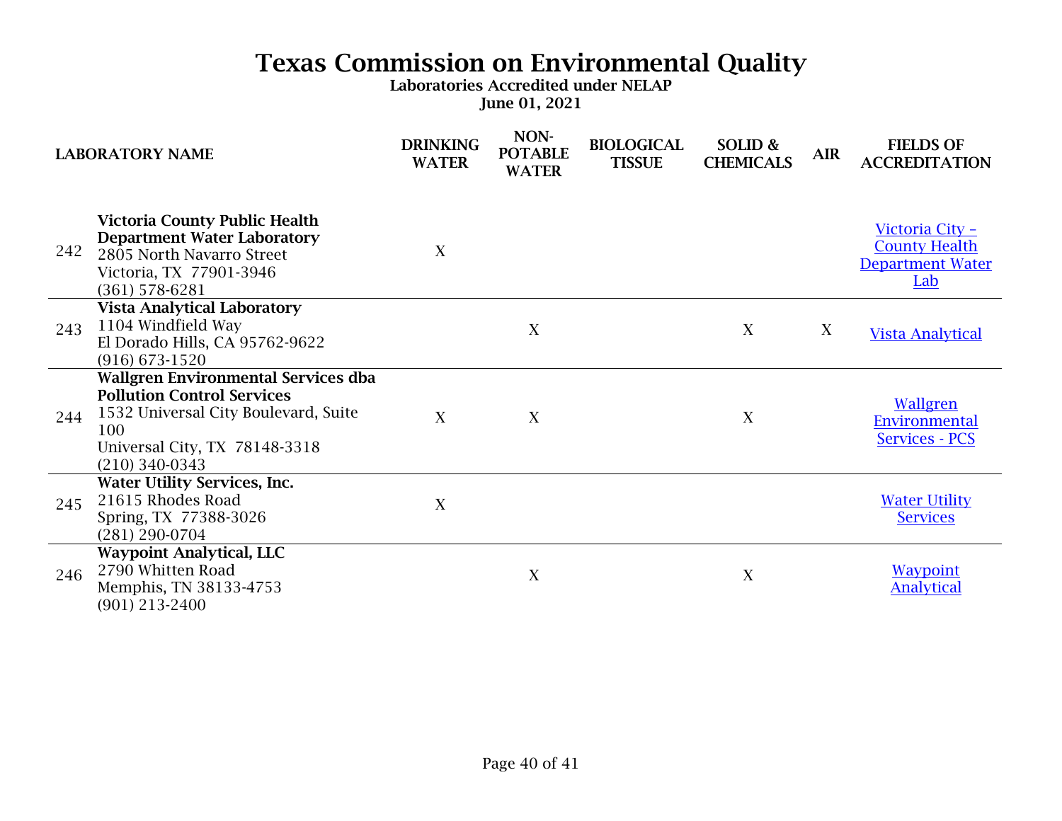# Texas Commission on Environmental Quality

**Laboratories Accredited under NELAP**

**June 01, 2021**

| | LABORATORY NAME | DRINKING WATER | NON-POTABLE WATER | BIOLOGICAL TISSUE | SOLID & CHEMICALS | AIR | FIELDS OF ACCREDITATION |
|---|---|---|---|---|---|---|---|
| 242 | **Victoria County Public Health Department Water Laboratory**<br>2805 North Navarro Street<br>Victoria, TX 77901-3946<br>(361) 578-6281 | X | | | | | Victoria City - County Health Department Water Lab |
| 243 | **Vista Analytical Laboratory**<br>1104 Windfield Way<br>El Dorado Hills, CA 95762-9622<br>(916) 673-1520 | | X | | X | X | Vista Analytical |
| 244 | **Wallgren Environmental Services dba Pollution Control Services**<br>1532 Universal City Boulevard, Suite 100<br>Universal City, TX 78148-3318<br>(210) 340-0343 | X | X | | X | | Wallgren Environmental Services - PCS |
| 245 | **Water Utility Services, Inc.**<br>21615 Rhodes Road<br>Spring, TX 77388-3026<br>(281) 290-0704 | X | | | | | Water Utility Services |
| 246 | **Waypoint Analytical, LLC**<br>2790 Whitten Road<br>Memphis, TN 38133-4753<br>(901) 213-2400 | | X | | X | | Waypoint Analytical |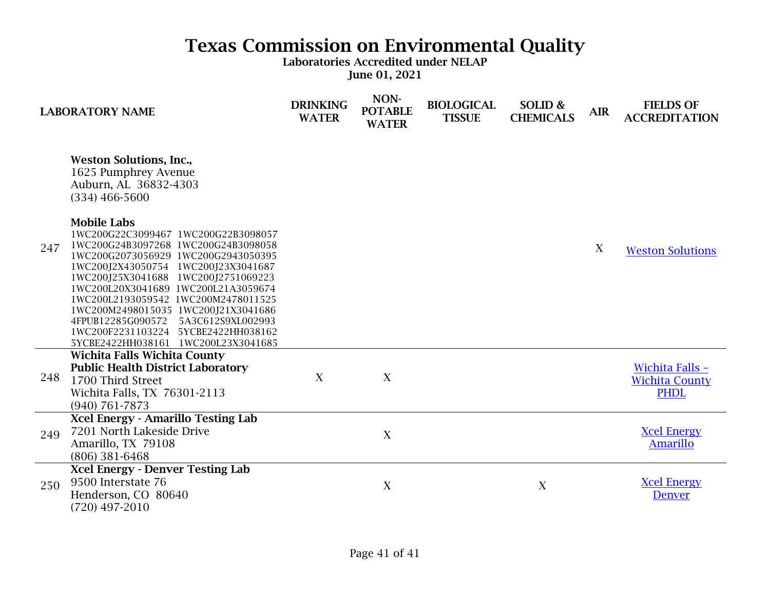# Texas Commission on Environmental Quality

**Laboratories Accredited under NELAP**

**June 01, 2021**

| | LABORATORY NAME | DRINKING WATER | NON-POTABLE WATER | BIOLOGICAL TISSUE | SOLID & CHEMICALS | AIR | FIELDS OF ACCREDITATION |
|---|---|---|---|---|---|---|---|
| 247 | **Weston Solutions, Inc.,**<br>1625 Pumphrey Avenue<br>Auburn, AL 36832-4303<br>(334) 466-5600<br><br>**Mobile Labs**<br>1WC200G22C3099467 1WC200G22B3098057<br>1WC200G24B3097268 1WC200G24B3098058<br>1WC200G2073056929 1WC200G2943050395<br>1WC200J2X43050754 1WC200J23X3041687<br>1WC200J25X3041688 1WC200J2751069223<br>1WC200L20X3041689 1WC200L21A3059674<br>1WC200L2193059542 1WC200M2478011525<br>1WC200M2498015035 1WC200J21X3041686<br>4FPUB12285G090572 5A3C612S9XL002993<br>1WC200F2231103224 5YCBE2422HH038162<br>5YCBE2422HH038161 1WC200L23X3041685 | | | | | X | Weston Solutions |
| 248 | **Wichita Falls Wichita County Public Health District Laboratory**<br>1700 Third Street<br>Wichita Falls, TX 76301-2113<br>(940) 761-7873 | X | X | | | | Wichita Falls – Wichita County PHDL |
| 249 | **Xcel Energy - Amarillo Testing Lab**<br>7201 North Lakeside Drive<br>Amarillo, TX 79108<br>(806) 381-6468 | | X | | | | Xcel Energy Amarillo |
| 250 | **Xcel Energy - Denver Testing Lab**<br>9500 Interstate 76<br>Henderson, CO 80640<br>(720) 497-2010 | | X | | X | | Xcel Energy Denver |